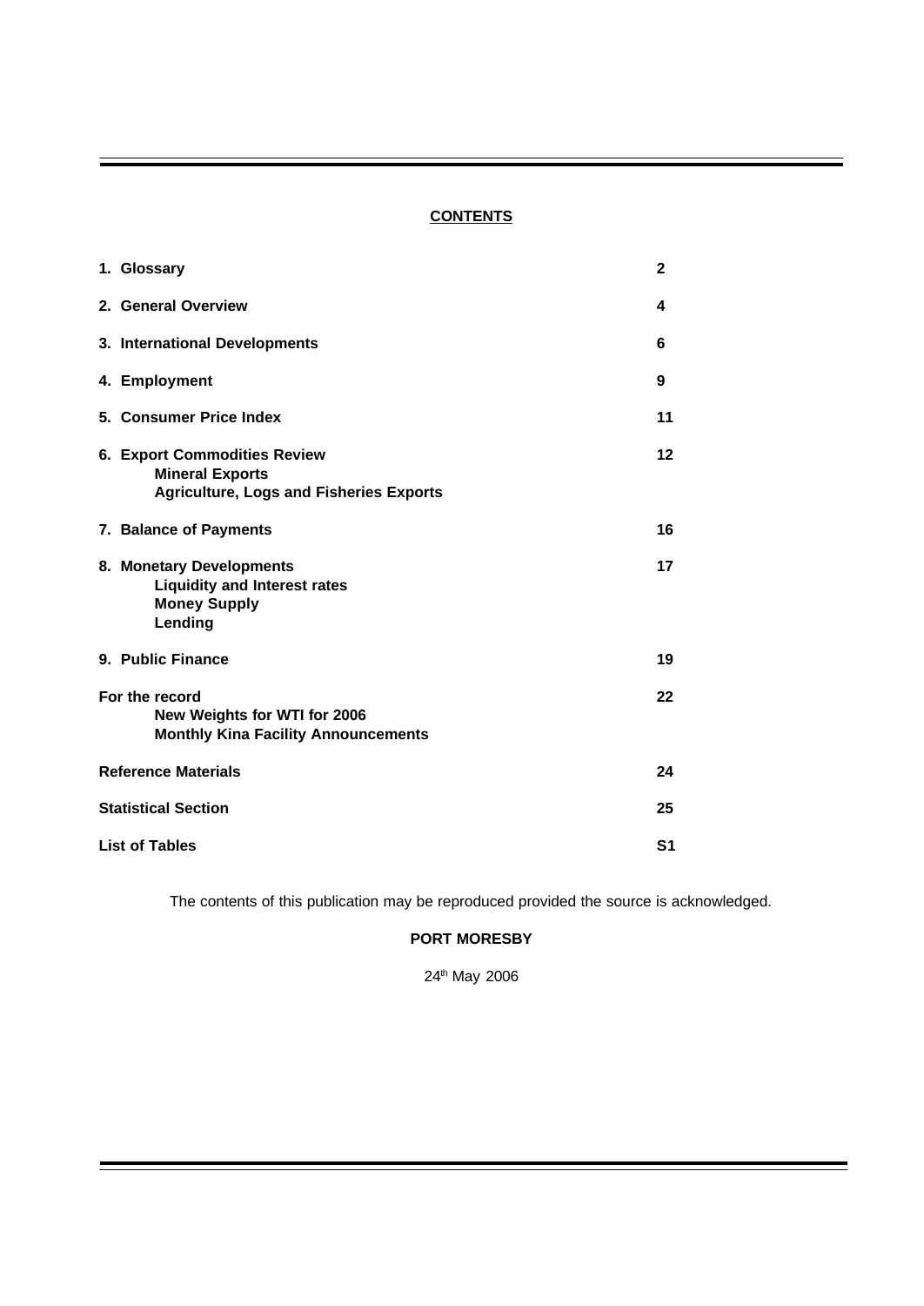## CONTENTS

| | |
|---|---|
| **1. Glossary** | **2** |
| **2. General Overview** | **4** |
| **3. International Developments** | **6** |
| **4. Employment** | **9** |
| **5. Consumer Price Index** | **11** |
| **6. Export Commodities Review**<br>**Mineral Exports**<br>**Agriculture, Logs and Fisheries Exports** | **12** |
| **7. Balance of Payments** | **16** |
| **8. Monetary Developments**<br>**Liquidity and Interest rates**<br>**Money Supply**<br>**Lending** | **17** |
| **9. Public Finance** | **19** |
| **For the record**<br>**New Weights for WTI for 2006**<br>**Monthly Kina Facility Announcements** | **22** |
| **Reference Materials** | **24** |
| **Statistical Section** | **25** |
| **List of Tables** | **S1** |

The contents of this publication may be reproduced provided the source is acknowledged.

**PORT MORESBY**

24th May 2006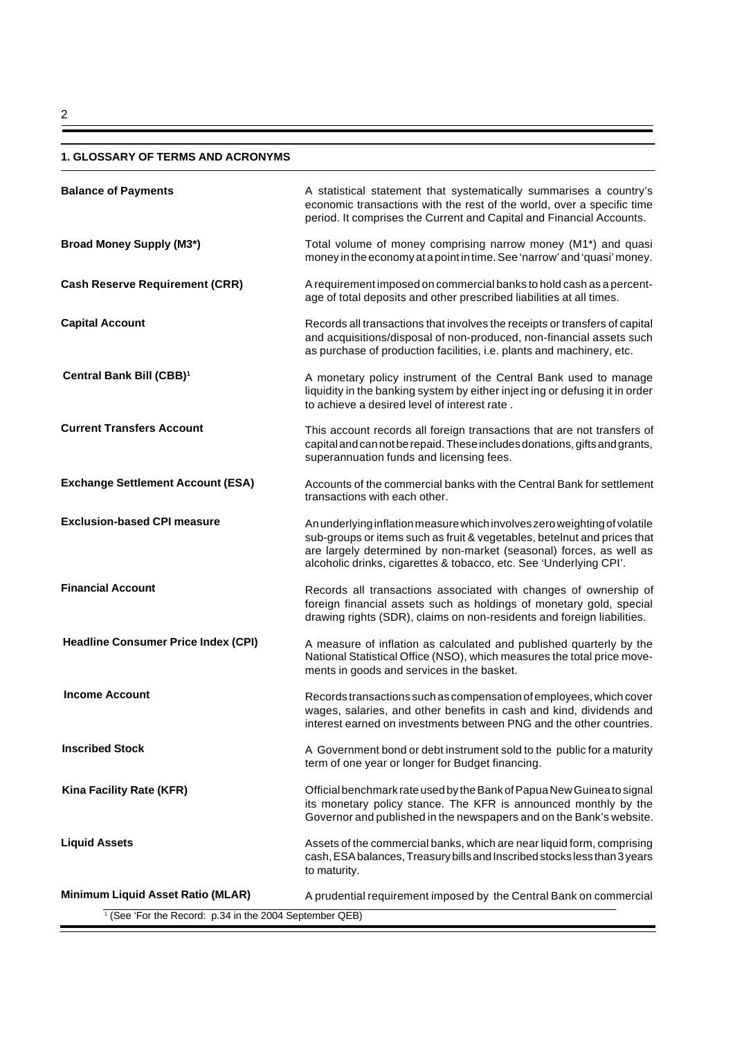## 1. GLOSSARY OF TERMS AND ACRONYMS

**Balance of Payments**
A statistical statement that systematically summarises a country's economic transactions with the rest of the world, over a specific time period. It comprises the Current and Capital and Financial Accounts.

**Broad Money Supply (M3*)**
Total volume of money comprising narrow money (M1*) and quasi money in the economy at a point in time. See 'narrow' and 'quasi' money.

**Cash Reserve Requirement (CRR)**
A requirement imposed on commercial banks to hold cash as a percentage of total deposits and other prescribed liabilities at all times.

**Capital Account**
Records all transactions that involves the receipts or transfers of capital and acquisitions/disposal of non-produced, non-financial assets such as purchase of production facilities, i.e. plants and machinery, etc.

**Central Bank Bill (CBB)[1]**
A monetary policy instrument of the Central Bank used to manage liquidity in the banking system by either injecting or defusing it in order to achieve a desired level of interest rate .

**Current Transfers Account**
This account records all foreign transactions that are not transfers of capital and can not be repaid. These includes donations, gifts and grants, superannuation funds and licensing fees.

**Exchange Settlement Account (ESA)**
Accounts of the commercial banks with the Central Bank for settlement transactions with each other.

**Exclusion-based CPI measure**
An underlying inflation measure which involves zero weighting of volatile sub-groups or items such as fruit & vegetables, betelnut and prices that are largely determined by non-market (seasonal) forces, as well as alcoholic drinks, cigarettes & tobacco, etc. See 'Underlying CPI'.

**Financial Account**
Records all transactions associated with changes of ownership of foreign financial assets such as holdings of monetary gold, special drawing rights (SDR), claims on non-residents and foreign liabilities.

**Headline Consumer Price Index (CPI)**
A measure of inflation as calculated and published quarterly by the National Statistical Office (NSO), which measures the total price movements in goods and services in the basket.

**Income Account**
Records transactions such as compensation of employees, which cover wages, salaries, and other benefits in cash and kind, dividends and interest earned on investments between PNG and the other countries.

**Inscribed Stock**
A Government bond or debt instrument sold to the public for a maturity term of one year or longer for Budget financing.

**Kina Facility Rate (KFR)**
Official benchmark rate used by the Bank of Papua New Guinea to signal its monetary policy stance. The KFR is announced monthly by the Governor and published in the newspapers and on the Bank's website.

**Liquid Assets**
Assets of the commercial banks, which are near liquid form, comprising cash, ESA balances, Treasury bills and Inscribed stocks less than 3 years to maturity.

**Minimum Liquid Asset Ratio (MLAR)**
A prudential requirement imposed by the Central Bank on commercial

[1] (See 'For the Record: p.34 in the 2004 September QEB)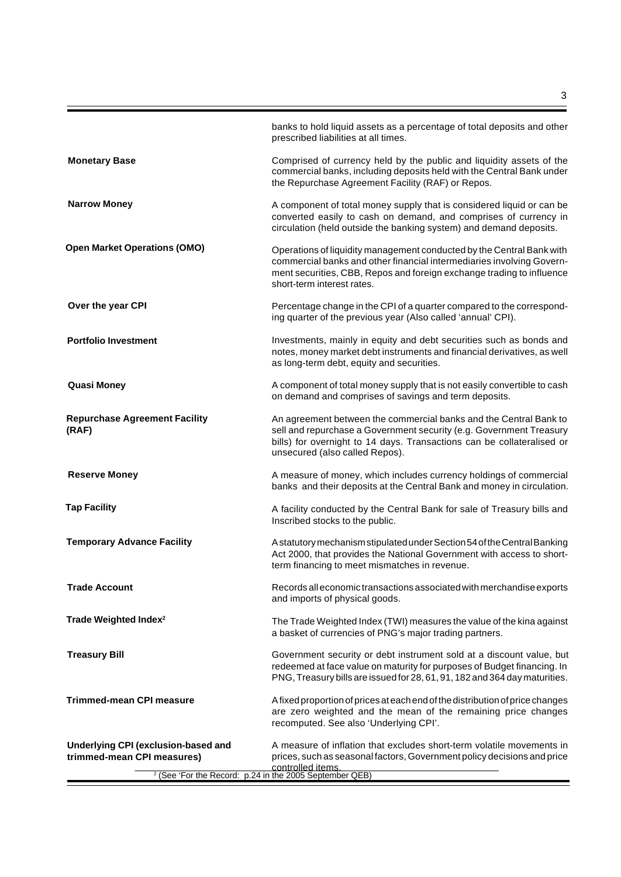banks to hold liquid assets as a percentage of total deposits and other prescribed liabilities at all times.

**Monetary Base**

Comprised of currency held by the public and liquidity assets of the commercial banks, including deposits held with the Central Bank under the Repurchase Agreement Facility (RAF) or Repos.

**Narrow Money**

A component of total money supply that is considered liquid or can be converted easily to cash on demand, and comprises of currency in circulation (held outside the banking system) and demand deposits.

**Open Market Operations (OMO)**

Operations of liquidity management conducted by the Central Bank with commercial banks and other financial intermediaries involving Government securities, CBB, Repos and foreign exchange trading to influence short-term interest rates.

**Over the year CPI**

Percentage change in the CPI of a quarter compared to the corresponding quarter of the previous year (Also called 'annual' CPI).

**Portfolio Investment**

Investments, mainly in equity and debt securities such as bonds and notes, money market debt instruments and financial derivatives, as well as long-term debt, equity and securities.

**Quasi Money**

A component of total money supply that is not easily convertible to cash on demand and comprises of savings and term deposits.

**Repurchase Agreement Facility (RAF)**

An agreement between the commercial banks and the Central Bank to sell and repurchase a Government security (e.g. Government Treasury bills) for overnight to 14 days. Transactions can be collateralised or unsecured (also called Repos).

**Reserve Money**

A measure of money, which includes currency holdings of commercial banks and their deposits at the Central Bank and money in circulation.

**Tap Facility**

A facility conducted by the Central Bank for sale of Treasury bills and Inscribed stocks to the public.

**Temporary Advance Facility**

A statutory mechanism stipulated under Section 54 of the Central Banking Act 2000, that provides the National Government with access to short-term financing to meet mismatches in revenue.

**Trade Account**

Records all economic transactions associated with merchandise exports and imports of physical goods.

**Trade Weighted Index[2]**

The Trade Weighted Index (TWI) measures the value of the kina against a basket of currencies of PNG's major trading partners.

**Treasury Bill**

Government security or debt instrument sold at a discount value, but redeemed at face value on maturity for purposes of Budget financing. In PNG, Treasury bills are issued for 28, 61, 91, 182 and 364 day maturities.

**Trimmed-mean CPI measure**

A fixed proportion of prices at each end of the distribution of price changes are zero weighted and the mean of the remaining price changes recomputed. See also 'Underlying CPI'.

**Underlying CPI (exclusion-based and trimmed-mean CPI measures)**

A measure of inflation that excludes short-term volatile movements in prices, such as seasonal factors, Government policy decisions and price controlled items.

[2] (See 'For the Record: p.24 in the 2005 September QEB)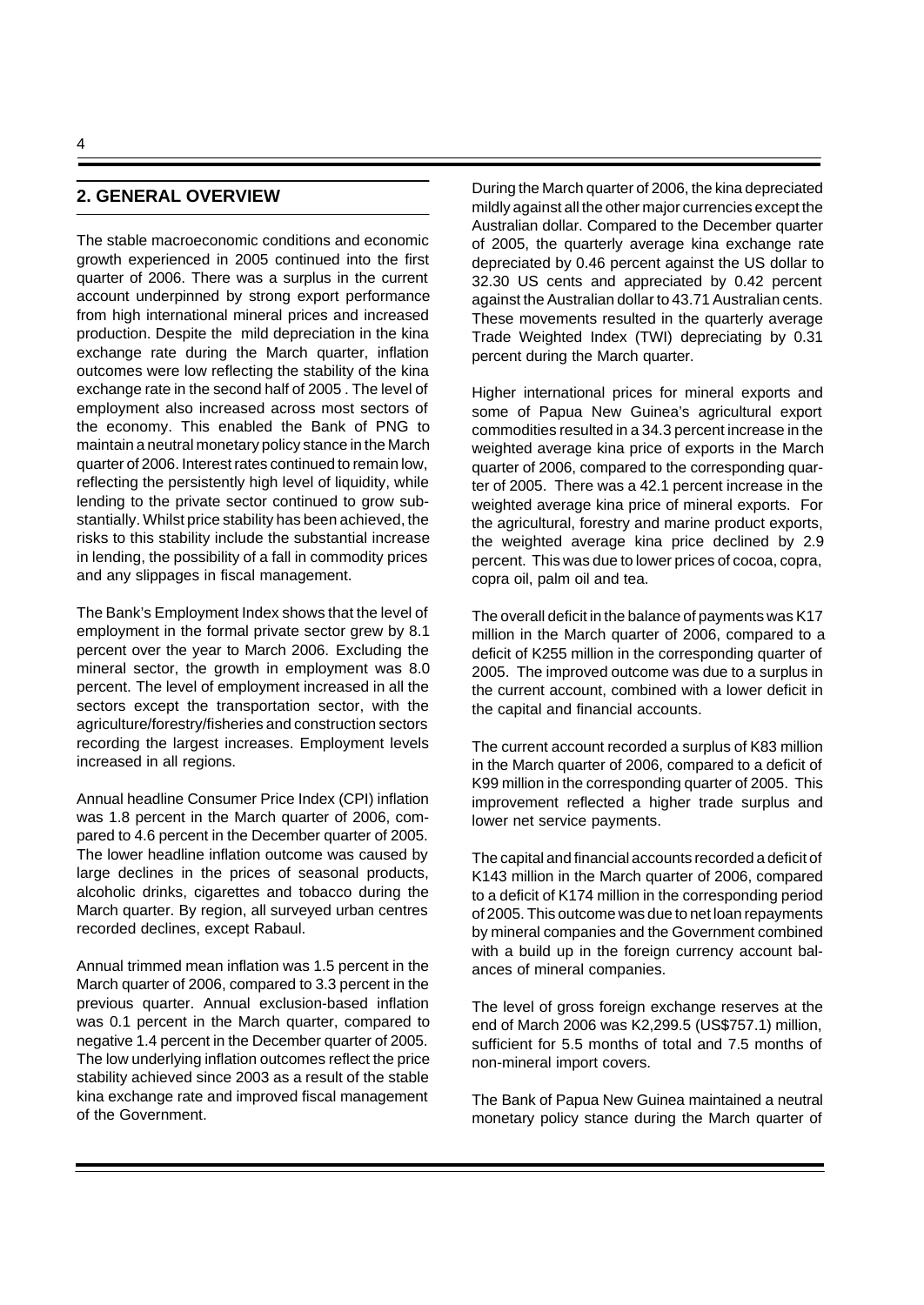## 2. GENERAL OVERVIEW

The stable macroeconomic conditions and economic growth experienced in 2005 continued into the first quarter of 2006. There was a surplus in the current account underpinned by strong export performance from high international mineral prices and increased production. Despite the mild depreciation in the kina exchange rate during the March quarter, inflation outcomes were low reflecting the stability of the kina exchange rate in the second half of 2005 . The level of employment also increased across most sectors of the economy. This enabled the Bank of PNG to maintain a neutral monetary policy stance in the March quarter of 2006. Interest rates continued to remain low, reflecting the persistently high level of liquidity, while lending to the private sector continued to grow substantially. Whilst price stability has been achieved, the risks to this stability include the substantial increase in lending, the possibility of a fall in commodity prices and any slippages in fiscal management.

The Bank's Employment Index shows that the level of employment in the formal private sector grew by 8.1 percent over the year to March 2006. Excluding the mineral sector, the growth in employment was 8.0 percent. The level of employment increased in all the sectors except the transportation sector, with the agriculture/forestry/fisheries and construction sectors recording the largest increases. Employment levels increased in all regions.

Annual headline Consumer Price Index (CPI) inflation was 1.8 percent in the March quarter of 2006, compared to 4.6 percent in the December quarter of 2005. The lower headline inflation outcome was caused by large declines in the prices of seasonal products, alcoholic drinks, cigarettes and tobacco during the March quarter. By region, all surveyed urban centres recorded declines, except Rabaul.

Annual trimmed mean inflation was 1.5 percent in the March quarter of 2006, compared to 3.3 percent in the previous quarter. Annual exclusion-based inflation was 0.1 percent in the March quarter, compared to negative 1.4 percent in the December quarter of 2005. The low underlying inflation outcomes reflect the price stability achieved since 2003 as a result of the stable kina exchange rate and improved fiscal management of the Government.

During the March quarter of 2006, the kina depreciated mildly against all the other major currencies except the Australian dollar. Compared to the December quarter of 2005, the quarterly average kina exchange rate depreciated by 0.46 percent against the US dollar to 32.30 US cents and appreciated by 0.42 percent against the Australian dollar to 43.71 Australian cents. These movements resulted in the quarterly average Trade Weighted Index (TWI) depreciating by 0.31 percent during the March quarter.

Higher international prices for mineral exports and some of Papua New Guinea's agricultural export commodities resulted in a 34.3 percent increase in the weighted average kina price of exports in the March quarter of 2006, compared to the corresponding quarter of 2005. There was a 42.1 percent increase in the weighted average kina price of mineral exports. For the agricultural, forestry and marine product exports, the weighted average kina price declined by 2.9 percent. This was due to lower prices of cocoa, copra, copra oil, palm oil and tea.

The overall deficit in the balance of payments was K17 million in the March quarter of 2006, compared to a deficit of K255 million in the corresponding quarter of 2005. The improved outcome was due to a surplus in the current account, combined with a lower deficit in the capital and financial accounts.

The current account recorded a surplus of K83 million in the March quarter of 2006, compared to a deficit of K99 million in the corresponding quarter of 2005. This improvement reflected a higher trade surplus and lower net service payments.

The capital and financial accounts recorded a deficit of K143 million in the March quarter of 2006, compared to a deficit of K174 million in the corresponding period of 2005. This outcome was due to net loan repayments by mineral companies and the Government combined with a build up in the foreign currency account balances of mineral companies.

The level of gross foreign exchange reserves at the end of March 2006 was K2,299.5 (US$757.1) million, sufficient for 5.5 months of total and 7.5 months of non-mineral import covers.

The Bank of Papua New Guinea maintained a neutral monetary policy stance during the March quarter of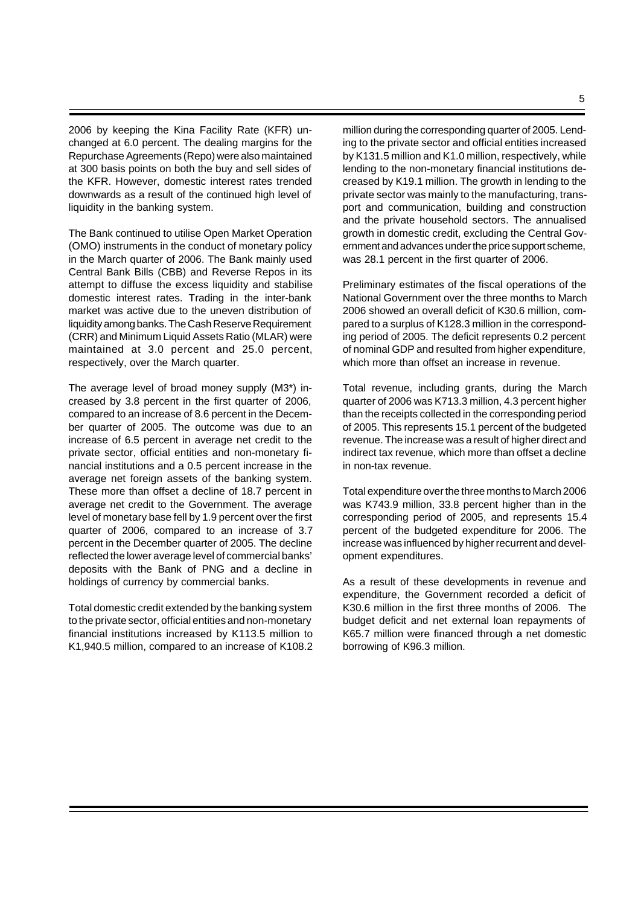2006 by keeping the Kina Facility Rate (KFR) unchanged at 6.0 percent. The dealing margins for the Repurchase Agreements (Repo) were also maintained at 300 basis points on both the buy and sell sides of the KFR. However, domestic interest rates trended downwards as a result of the continued high level of liquidity in the banking system.

The Bank continued to utilise Open Market Operation (OMO) instruments in the conduct of monetary policy in the March quarter of 2006. The Bank mainly used Central Bank Bills (CBB) and Reverse Repos in its attempt to diffuse the excess liquidity and stabilise domestic interest rates. Trading in the inter-bank market was active due to the uneven distribution of liquidity among banks. The Cash Reserve Requirement (CRR) and Minimum Liquid Assets Ratio (MLAR) were maintained at 3.0 percent and 25.0 percent, respectively, over the March quarter.

The average level of broad money supply (M3*) increased by 3.8 percent in the first quarter of 2006, compared to an increase of 8.6 percent in the December quarter of 2005. The outcome was due to an increase of 6.5 percent in average net credit to the private sector, official entities and non-monetary financial institutions and a 0.5 percent increase in the average net foreign assets of the banking system. These more than offset a decline of 18.7 percent in average net credit to the Government. The average level of monetary base fell by 1.9 percent over the first quarter of 2006, compared to an increase of 3.7 percent in the December quarter of 2005. The decline reflected the lower average level of commercial banks' deposits with the Bank of PNG and a decline in holdings of currency by commercial banks.

Total domestic credit extended by the banking system to the private sector, official entities and non-monetary financial institutions increased by K113.5 million to K1,940.5 million, compared to an increase of K108.2 million during the corresponding quarter of 2005. Lending to the private sector and official entities increased by K131.5 million and K1.0 million, respectively, while lending to the non-monetary financial institutions decreased by K19.1 million. The growth in lending to the private sector was mainly to the manufacturing, transport and communication, building and construction and the private household sectors. The annualised growth in domestic credit, excluding the Central Government and advances under the price support scheme, was 28.1 percent in the first quarter of 2006.

Preliminary estimates of the fiscal operations of the National Government over the three months to March 2006 showed an overall deficit of K30.6 million, compared to a surplus of K128.3 million in the corresponding period of 2005. The deficit represents 0.2 percent of nominal GDP and resulted from higher expenditure, which more than offset an increase in revenue.

Total revenue, including grants, during the March quarter of 2006 was K713.3 million, 4.3 percent higher than the receipts collected in the corresponding period of 2005. This represents 15.1 percent of the budgeted revenue. The increase was a result of higher direct and indirect tax revenue, which more than offset a decline in non-tax revenue.

Total expenditure over the three months to March 2006 was K743.9 million, 33.8 percent higher than in the corresponding period of 2005, and represents 15.4 percent of the budgeted expenditure for 2006. The increase was influenced by higher recurrent and development expenditures.

As a result of these developments in revenue and expenditure, the Government recorded a deficit of K30.6 million in the first three months of 2006. The budget deficit and net external loan repayments of K65.7 million were financed through a net domestic borrowing of K96.3 million.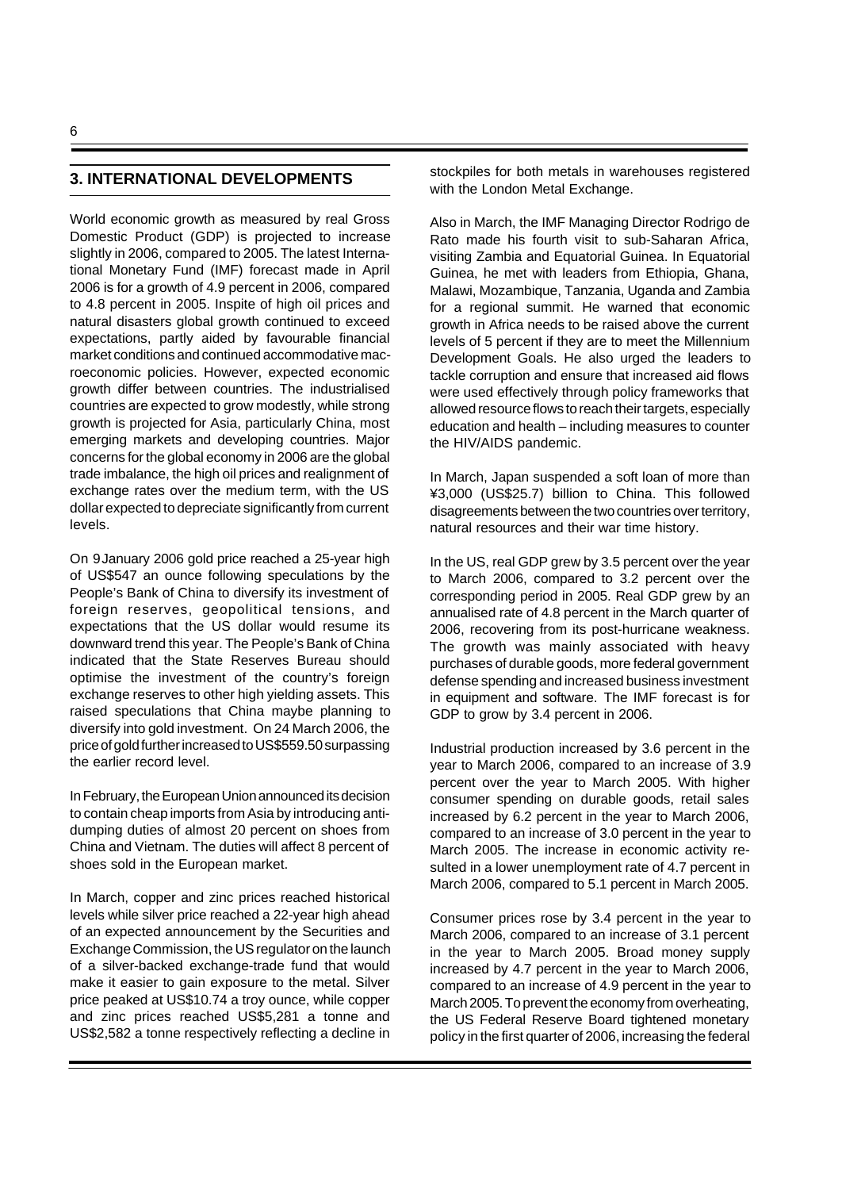## 3. INTERNATIONAL DEVELOPMENTS

World economic growth as measured by real Gross Domestic Product (GDP) is projected to increase slightly in 2006, compared to 2005. The latest International Monetary Fund (IMF) forecast made in April 2006 is for a growth of 4.9 percent in 2006, compared to 4.8 percent in 2005. Inspite of high oil prices and natural disasters global growth continued to exceed expectations, partly aided by favourable financial market conditions and continued accommodative macroeconomic policies. However, expected economic growth differ between countries. The industrialised countries are expected to grow modestly, while strong growth is projected for Asia, particularly China, most emerging markets and developing countries. Major concerns for the global economy in 2006 are the global trade imbalance, the high oil prices and realignment of exchange rates over the medium term, with the US dollar expected to depreciate significantly from current levels.

On 9 January 2006 gold price reached a 25-year high of US$547 an ounce following speculations by the People's Bank of China to diversify its investment of foreign reserves, geopolitical tensions, and expectations that the US dollar would resume its downward trend this year. The People's Bank of China indicated that the State Reserves Bureau should optimise the investment of the country's foreign exchange reserves to other high yielding assets. This raised speculations that China maybe planning to diversify into gold investment. On 24 March 2006, the price of gold further increased to US$559.50 surpassing the earlier record level.

In February, the European Union announced its decision to contain cheap imports from Asia by introducing anti-dumping duties of almost 20 percent on shoes from China and Vietnam. The duties will affect 8 percent of shoes sold in the European market.

In March, copper and zinc prices reached historical levels while silver price reached a 22-year high ahead of an expected announcement by the Securities and Exchange Commission, the US regulator on the launch of a silver-backed exchange-trade fund that would make it easier to gain exposure to the metal. Silver price peaked at US$10.74 a troy ounce, while copper and zinc prices reached US$5,281 a tonne and US$2,582 a tonne respectively reflecting a decline in stockpiles for both metals in warehouses registered with the London Metal Exchange.

Also in March, the IMF Managing Director Rodrigo de Rato made his fourth visit to sub-Saharan Africa, visiting Zambia and Equatorial Guinea. In Equatorial Guinea, he met with leaders from Ethiopia, Ghana, Malawi, Mozambique, Tanzania, Uganda and Zambia for a regional summit. He warned that economic growth in Africa needs to be raised above the current levels of 5 percent if they are to meet the Millennium Development Goals. He also urged the leaders to tackle corruption and ensure that increased aid flows were used effectively through policy frameworks that allowed resource flows to reach their targets, especially education and health – including measures to counter the HIV/AIDS pandemic.

In March, Japan suspended a soft loan of more than ¥3,000 (US$25.7) billion to China. This followed disagreements between the two countries over territory, natural resources and their war time history.

In the US, real GDP grew by 3.5 percent over the year to March 2006, compared to 3.2 percent over the corresponding period in 2005. Real GDP grew by an annualised rate of 4.8 percent in the March quarter of 2006, recovering from its post-hurricane weakness. The growth was mainly associated with heavy purchases of durable goods, more federal government defense spending and increased business investment in equipment and software. The IMF forecast is for GDP to grow by 3.4 percent in 2006.

Industrial production increased by 3.6 percent in the year to March 2006, compared to an increase of 3.9 percent over the year to March 2005. With higher consumer spending on durable goods, retail sales increased by 6.2 percent in the year to March 2006, compared to an increase of 3.0 percent in the year to March 2005. The increase in economic activity resulted in a lower unemployment rate of 4.7 percent in March 2006, compared to 5.1 percent in March 2005.

Consumer prices rose by 3.4 percent in the year to March 2006, compared to an increase of 3.1 percent in the year to March 2005. Broad money supply increased by 4.7 percent in the year to March 2006, compared to an increase of 4.9 percent in the year to March 2005. To prevent the economy from overheating, the US Federal Reserve Board tightened monetary policy in the first quarter of 2006, increasing the federal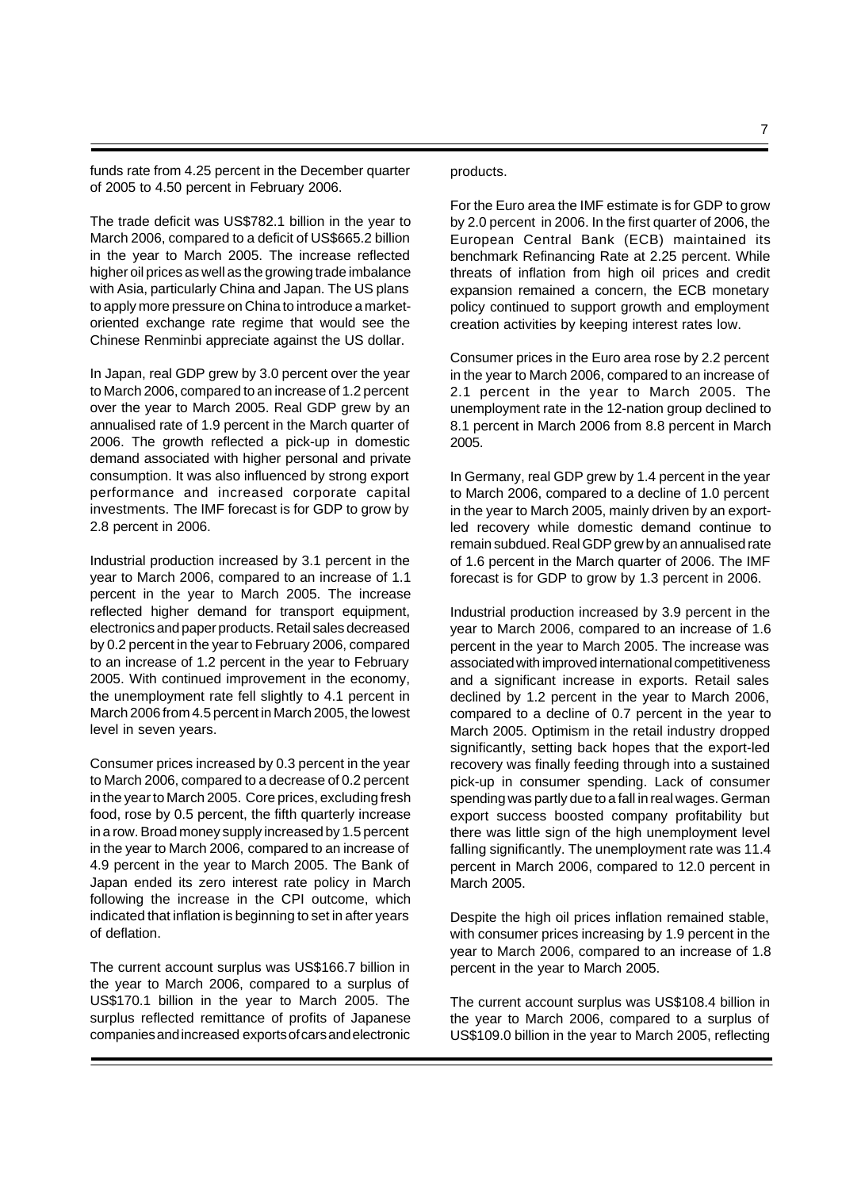funds rate from 4.25 percent in the December quarter of 2005 to 4.50 percent in February 2006.

The trade deficit was US$782.1 billion in the year to March 2006, compared to a deficit of US$665.2 billion in the year to March 2005. The increase reflected higher oil prices as well as the growing trade imbalance with Asia, particularly China and Japan. The US plans to apply more pressure on China to introduce a market-oriented exchange rate regime that would see the Chinese Renminbi appreciate against the US dollar.

In Japan, real GDP grew by 3.0 percent over the year to March 2006, compared to an increase of 1.2 percent over the year to March 2005. Real GDP grew by an annualised rate of 1.9 percent in the March quarter of 2006. The growth reflected a pick-up in domestic demand associated with higher personal and private consumption. It was also influenced by strong export performance and increased corporate capital investments. The IMF forecast is for GDP to grow by 2.8 percent in 2006.

Industrial production increased by 3.1 percent in the year to March 2006, compared to an increase of 1.1 percent in the year to March 2005. The increase reflected higher demand for transport equipment, electronics and paper products. Retail sales decreased by 0.2 percent in the year to February 2006, compared to an increase of 1.2 percent in the year to February 2005. With continued improvement in the economy, the unemployment rate fell slightly to 4.1 percent in March 2006 from 4.5 percent in March 2005, the lowest level in seven years.

Consumer prices increased by 0.3 percent in the year to March 2006, compared to a decrease of 0.2 percent in the year to March 2005. Core prices, excluding fresh food, rose by 0.5 percent, the fifth quarterly increase in a row. Broad money supply increased by 1.5 percent in the year to March 2006, compared to an increase of 4.9 percent in the year to March 2005. The Bank of Japan ended its zero interest rate policy in March following the increase in the CPI outcome, which indicated that inflation is beginning to set in after years of deflation.

The current account surplus was US$166.7 billion in the year to March 2006, compared to a surplus of US$170.1 billion in the year to March 2005. The surplus reflected remittance of profits of Japanese companies and increased exports of cars and electronic products.

For the Euro area the IMF estimate is for GDP to grow by 2.0 percent in 2006. In the first quarter of 2006, the European Central Bank (ECB) maintained its benchmark Refinancing Rate at 2.25 percent. While threats of inflation from high oil prices and credit expansion remained a concern, the ECB monetary policy continued to support growth and employment creation activities by keeping interest rates low.

Consumer prices in the Euro area rose by 2.2 percent in the year to March 2006, compared to an increase of 2.1 percent in the year to March 2005. The unemployment rate in the 12-nation group declined to 8.1 percent in March 2006 from 8.8 percent in March 2005.

In Germany, real GDP grew by 1.4 percent in the year to March 2006, compared to a decline of 1.0 percent in the year to March 2005, mainly driven by an export-led recovery while domestic demand continue to remain subdued. Real GDP grew by an annualised rate of 1.6 percent in the March quarter of 2006. The IMF forecast is for GDP to grow by 1.3 percent in 2006.

Industrial production increased by 3.9 percent in the year to March 2006, compared to an increase of 1.6 percent in the year to March 2005. The increase was associated with improved international competitiveness and a significant increase in exports. Retail sales declined by 1.2 percent in the year to March 2006, compared to a decline of 0.7 percent in the year to March 2005. Optimism in the retail industry dropped significantly, setting back hopes that the export-led recovery was finally feeding through into a sustained pick-up in consumer spending. Lack of consumer spending was partly due to a fall in real wages. German export success boosted company profitability but there was little sign of the high unemployment level falling significantly. The unemployment rate was 11.4 percent in March 2006, compared to 12.0 percent in March 2005.

Despite the high oil prices inflation remained stable, with consumer prices increasing by 1.9 percent in the year to March 2006, compared to an increase of 1.8 percent in the year to March 2005.

The current account surplus was US$108.4 billion in the year to March 2006, compared to a surplus of US$109.0 billion in the year to March 2005, reflecting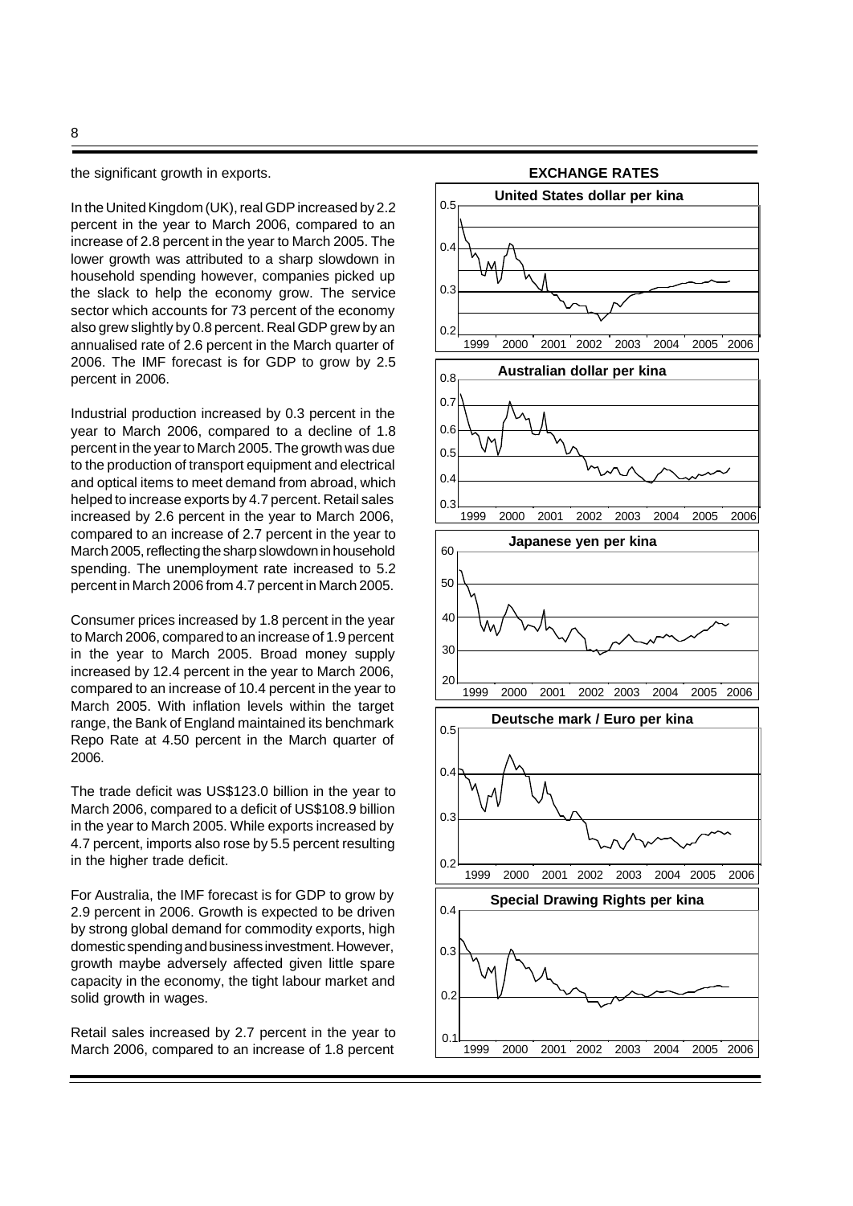the significant growth in exports.

In the United Kingdom (UK), real GDP increased by 2.2 percent in the year to March 2006, compared to an increase of 2.8 percent in the year to March 2005. The lower growth was attributed to a sharp slowdown in household spending however, companies picked up the slack to help the economy grow. The service sector which accounts for 73 percent of the economy also grew slightly by 0.8 percent. Real GDP grew by an annualised rate of 2.6 percent in the March quarter of 2006. The IMF forecast is for GDP to grow by 2.5 percent in 2006.

Industrial production increased by 0.3 percent in the year to March 2006, compared to a decline of 1.8 percent in the year to March 2005. The growth was due to the production of transport equipment and electrical and optical items to meet demand from abroad, which helped to increase exports by 4.7 percent. Retail sales increased by 2.6 percent in the year to March 2006, compared to an increase of 2.7 percent in the year to March 2005, reflecting the sharp slowdown in household spending. The unemployment rate increased to 5.2 percent in March 2006 from 4.7 percent in March 2005.

Consumer prices increased by 1.8 percent in the year to March 2006, compared to an increase of 1.9 percent in the year to March 2005. Broad money supply increased by 12.4 percent in the year to March 2006, compared to an increase of 10.4 percent in the year to March 2005. With inflation levels within the target range, the Bank of England maintained its benchmark Repo Rate at 4.50 percent in the March quarter of 2006.

The trade deficit was US$123.0 billion in the year to March 2006, compared to a deficit of US$108.9 billion in the year to March 2005. While exports increased by 4.7 percent, imports also rose by 5.5 percent resulting in the higher trade deficit.

For Australia, the IMF forecast is for GDP to grow by 2.9 percent in 2006. Growth is expected to be driven by strong global demand for commodity exports, high domestic spending and business investment. However, growth maybe adversely affected given little spare capacity in the economy, the tight labour market and solid growth in wages.

Retail sales increased by 2.7 percent in the year to March 2006, compared to an increase of 1.8 percent

**EXCHANGE RATES**

United States dollar per kina

Australian dollar per kina

Japanese yen per kina

Deutsche mark / Euro per kina

Special Drawing Rights per kina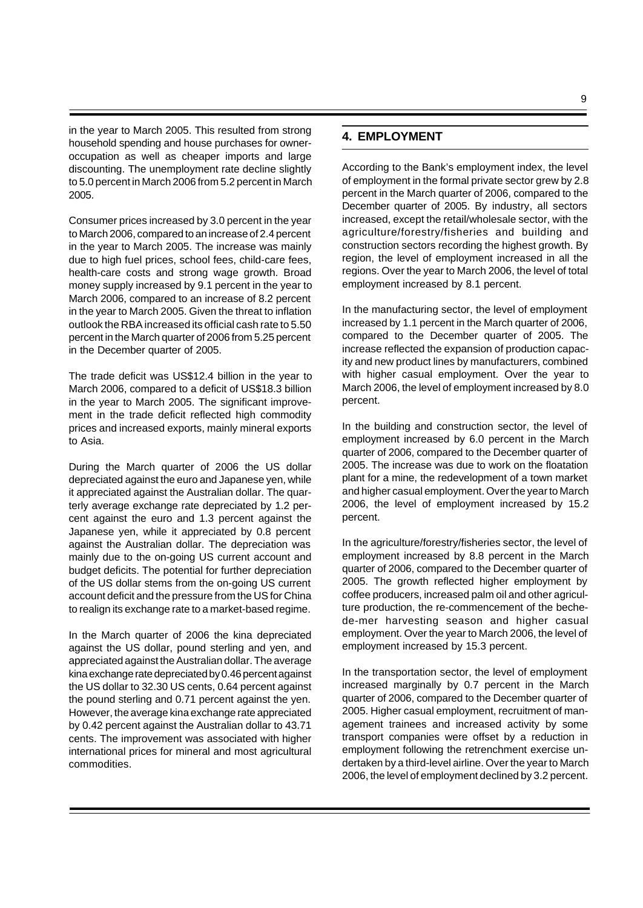in the year to March 2005. This resulted from strong household spending and house purchases for owner-occupation as well as cheaper imports and large discounting. The unemployment rate decline slightly to 5.0 percent in March 2006 from 5.2 percent in March 2005.

Consumer prices increased by 3.0 percent in the year to March 2006, compared to an increase of 2.4 percent in the year to March 2005. The increase was mainly due to high fuel prices, school fees, child-care fees, health-care costs and strong wage growth. Broad money supply increased by 9.1 percent in the year to March 2006, compared to an increase of 8.2 percent in the year to March 2005. Given the threat to inflation outlook the RBA increased its official cash rate to 5.50 percent in the March quarter of 2006 from 5.25 percent in the December quarter of 2005.

The trade deficit was US$12.4 billion in the year to March 2006, compared to a deficit of US$18.3 billion in the year to March 2005. The significant improvement in the trade deficit reflected high commodity prices and increased exports, mainly mineral exports to Asia.

During the March quarter of 2006 the US dollar depreciated against the euro and Japanese yen, while it appreciated against the Australian dollar. The quarterly average exchange rate depreciated by 1.2 percent against the euro and 1.3 percent against the Japanese yen, while it appreciated by 0.8 percent against the Australian dollar. The depreciation was mainly due to the on-going US current account and budget deficits. The potential for further depreciation of the US dollar stems from the on-going US current account deficit and the pressure from the US for China to realign its exchange rate to a market-based regime.

In the March quarter of 2006 the kina depreciated against the US dollar, pound sterling and yen, and appreciated against the Australian dollar. The average kina exchange rate depreciated by 0.46 percent against the US dollar to 32.30 US cents, 0.64 percent against the pound sterling and 0.71 percent against the yen. However, the average kina exchange rate appreciated by 0.42 percent against the Australian dollar to 43.71 cents. The improvement was associated with higher international prices for mineral and most agricultural commodities.

## 4. EMPLOYMENT

According to the Bank's employment index, the level of employment in the formal private sector grew by 2.8 percent in the March quarter of 2006, compared to the December quarter of 2005. By industry, all sectors increased, except the retail/wholesale sector, with the agriculture/forestry/fisheries and building and construction sectors recording the highest growth. By region, the level of employment increased in all the regions. Over the year to March 2006, the level of total employment increased by 8.1 percent.

In the manufacturing sector, the level of employment increased by 1.1 percent in the March quarter of 2006, compared to the December quarter of 2005. The increase reflected the expansion of production capacity and new product lines by manufacturers, combined with higher casual employment. Over the year to March 2006, the level of employment increased by 8.0 percent.

In the building and construction sector, the level of employment increased by 6.0 percent in the March quarter of 2006, compared to the December quarter of 2005. The increase was due to work on the floatation plant for a mine, the redevelopment of a town market and higher casual employment. Over the year to March 2006, the level of employment increased by 15.2 percent.

In the agriculture/forestry/fisheries sector, the level of employment increased by 8.8 percent in the March quarter of 2006, compared to the December quarter of 2005. The growth reflected higher employment by coffee producers, increased palm oil and other agriculture production, the re-commencement of the beche-de-mer harvesting season and higher casual employment. Over the year to March 2006, the level of employment increased by 15.3 percent.

In the transportation sector, the level of employment increased marginally by 0.7 percent in the March quarter of 2006, compared to the December quarter of 2005. Higher casual employment, recruitment of management trainees and increased activity by some transport companies were offset by a reduction in employment following the retrenchment exercise undertaken by a third-level airline. Over the year to March 2006, the level of employment declined by 3.2 percent.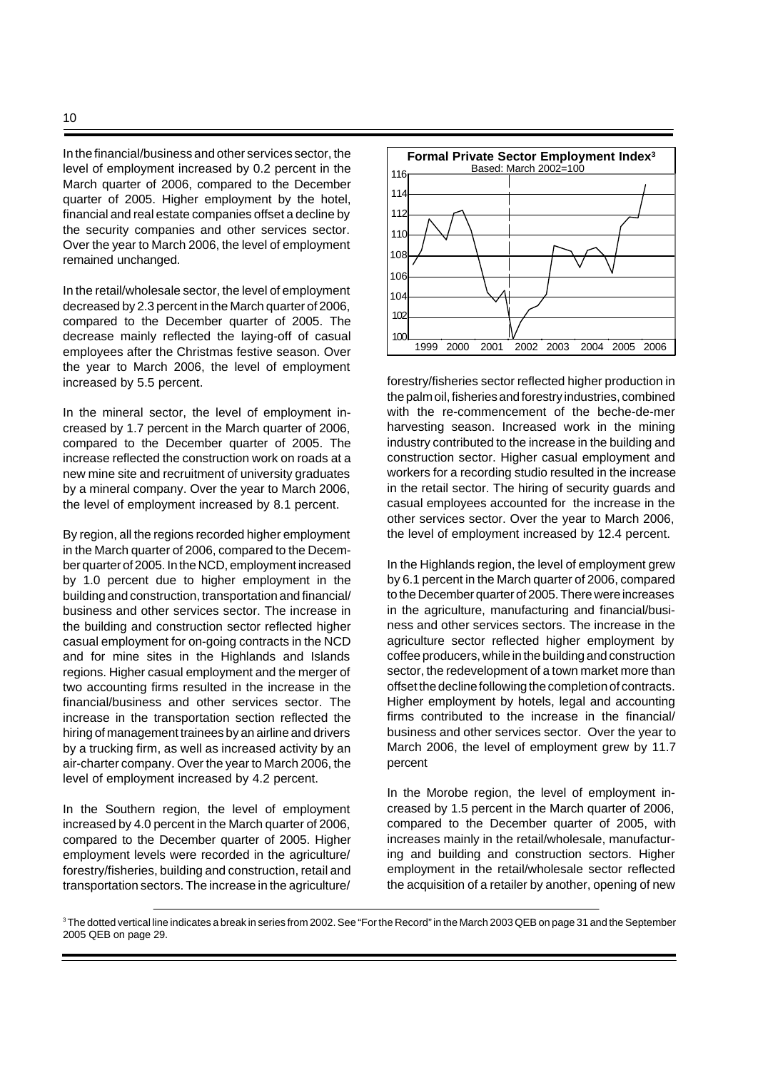In the financial/business and other services sector, the level of employment increased by 0.2 percent in the March quarter of 2006, compared to the December quarter of 2005. Higher employment by the hotel, financial and real estate companies offset a decline by the security companies and other services sector. Over the year to March 2006, the level of employment remained unchanged.

In the retail/wholesale sector, the level of employment decreased by 2.3 percent in the March quarter of 2006, compared to the December quarter of 2005. The decrease mainly reflected the laying-off of casual employees after the Christmas festive season. Over the year to March 2006, the level of employment increased by 5.5 percent.

In the mineral sector, the level of employment increased by 1.7 percent in the March quarter of 2006, compared to the December quarter of 2005. The increase reflected the construction work on roads at a new mine site and recruitment of university graduates by a mineral company. Over the year to March 2006, the level of employment increased by 8.1 percent.

By region, all the regions recorded higher employment in the March quarter of 2006, compared to the December quarter of 2005. In the NCD, employment increased by 1.0 percent due to higher employment in the building and construction, transportation and financial/business and other services sector. The increase in the building and construction sector reflected higher casual employment for on-going contracts in the NCD and for mine sites in the Highlands and Islands regions. Higher casual employment and the merger of two accounting firms resulted in the increase in the financial/business and other services sector. The increase in the transportation section reflected the hiring of management trainees by an airline and drivers by a trucking firm, as well as increased activity by an air-charter company. Over the year to March 2006, the level of employment increased by 4.2 percent.

In the Southern region, the level of employment increased by 4.0 percent in the March quarter of 2006, compared to the December quarter of 2005. Higher employment levels were recorded in the agriculture/forestry/fisheries, building and construction, retail and transportation sectors. The increase in the agriculture/forestry/fisheries sector reflected higher production in the palm oil, fisheries and forestry industries, combined with the re-commencement of the beche-de-mer harvesting season. Increased work in the mining industry contributed to the increase in the building and construction sector. Higher casual employment and workers for a recording studio resulted in the increase in the retail sector. The hiring of security guards and casual employees accounted for the increase in the other services sector. Over the year to March 2006, the level of employment increased by 12.4 percent.

**Formal Private Sector Employment Index**[3]
Based: March 2002=100

In the Highlands region, the level of employment grew by 6.1 percent in the March quarter of 2006, compared to the December quarter of 2005. There were increases in the agriculture, manufacturing and financial/business and other services sectors. The increase in the agriculture sector reflected higher employment by coffee producers, while in the building and construction sector, the redevelopment of a town market more than offset the decline following the completion of contracts. Higher employment by hotels, legal and accounting firms contributed to the increase in the financial/business and other services sector. Over the year to March 2006, the level of employment grew by 11.7 percent

In the Morobe region, the level of employment increased by 1.5 percent in the March quarter of 2006, compared to the December quarter of 2005, with increases mainly in the retail/wholesale, manufacturing and building and construction sectors. Higher employment in the retail/wholesale sector reflected the acquisition of a retailer by another, opening of new

[3] The dotted vertical line indicates a break in series from 2002. See "For the Record" in the March 2003 QEB on page 31 and the September 2005 QEB on page 29.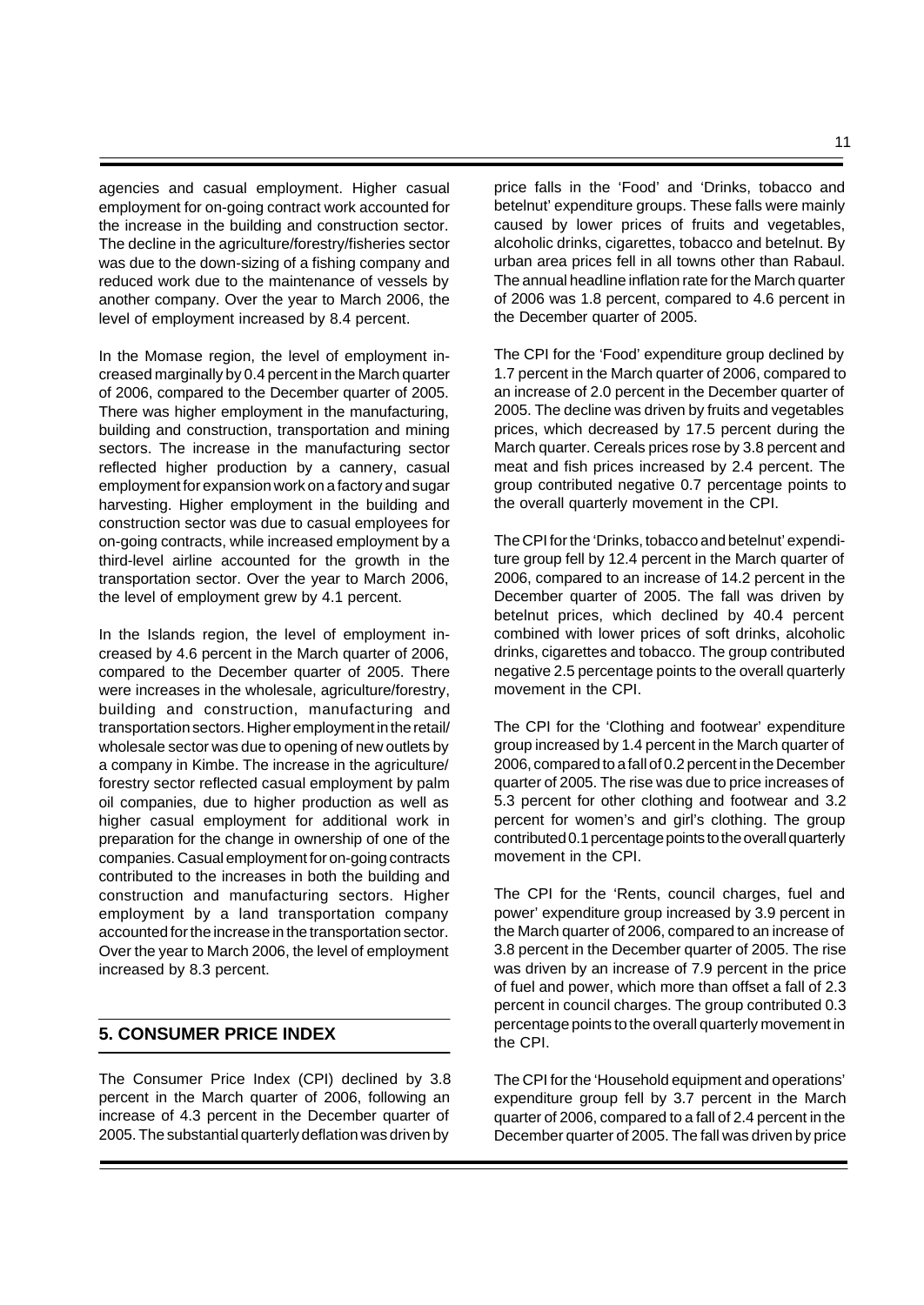agencies and casual employment. Higher casual employment for on-going contract work accounted for the increase in the building and construction sector. The decline in the agriculture/forestry/fisheries sector was due to the down-sizing of a fishing company and reduced work due to the maintenance of vessels by another company. Over the year to March 2006, the level of employment increased by 8.4 percent.

In the Momase region, the level of employment increased marginally by 0.4 percent in the March quarter of 2006, compared to the December quarter of 2005. There was higher employment in the manufacturing, building and construction, transportation and mining sectors. The increase in the manufacturing sector reflected higher production by a cannery, casual employment for expansion work on a factory and sugar harvesting. Higher employment in the building and construction sector was due to casual employees for on-going contracts, while increased employment by a third-level airline accounted for the growth in the transportation sector. Over the year to March 2006, the level of employment grew by 4.1 percent.

In the Islands region, the level of employment increased by 4.6 percent in the March quarter of 2006, compared to the December quarter of 2005. There were increases in the wholesale, agriculture/forestry, building and construction, manufacturing and transportation sectors. Higher employment in the retail/wholesale sector was due to opening of new outlets by a company in Kimbe. The increase in the agriculture/forestry sector reflected casual employment by palm oil companies, due to higher production as well as higher casual employment for additional work in preparation for the change in ownership of one of the companies. Casual employment for on-going contracts contributed to the increases in both the building and construction and manufacturing sectors. Higher employment by a land transportation company accounted for the increase in the transportation sector. Over the year to March 2006, the level of employment increased by 8.3 percent.

## 5. CONSUMER PRICE INDEX

The Consumer Price Index (CPI) declined by 3.8 percent in the March quarter of 2006, following an increase of 4.3 percent in the December quarter of 2005. The substantial quarterly deflation was driven by price falls in the 'Food' and 'Drinks, tobacco and betelnut' expenditure groups. These falls were mainly caused by lower prices of fruits and vegetables, alcoholic drinks, cigarettes, tobacco and betelnut. By urban area prices fell in all towns other than Rabaul. The annual headline inflation rate for the March quarter of 2006 was 1.8 percent, compared to 4.6 percent in the December quarter of 2005.

The CPI for the 'Food' expenditure group declined by 1.7 percent in the March quarter of 2006, compared to an increase of 2.0 percent in the December quarter of 2005. The decline was driven by fruits and vegetables prices, which decreased by 17.5 percent during the March quarter. Cereals prices rose by 3.8 percent and meat and fish prices increased by 2.4 percent. The group contributed negative 0.7 percentage points to the overall quarterly movement in the CPI.

The CPI for the 'Drinks, tobacco and betelnut' expenditure group fell by 12.4 percent in the March quarter of 2006, compared to an increase of 14.2 percent in the December quarter of 2005. The fall was driven by betelnut prices, which declined by 40.4 percent combined with lower prices of soft drinks, alcoholic drinks, cigarettes and tobacco. The group contributed negative 2.5 percentage points to the overall quarterly movement in the CPI.

The CPI for the 'Clothing and footwear' expenditure group increased by 1.4 percent in the March quarter of 2006, compared to a fall of 0.2 percent in the December quarter of 2005. The rise was due to price increases of 5.3 percent for other clothing and footwear and 3.2 percent for women's and girl's clothing. The group contributed 0.1 percentage points to the overall quarterly movement in the CPI.

The CPI for the 'Rents, council charges, fuel and power' expenditure group increased by 3.9 percent in the March quarter of 2006, compared to an increase of 3.8 percent in the December quarter of 2005. The rise was driven by an increase of 7.9 percent in the price of fuel and power, which more than offset a fall of 2.3 percent in council charges. The group contributed 0.3 percentage points to the overall quarterly movement in the CPI.

The CPI for the 'Household equipment and operations' expenditure group fell by 3.7 percent in the March quarter of 2006, compared to a fall of 2.4 percent in the December quarter of 2005. The fall was driven by price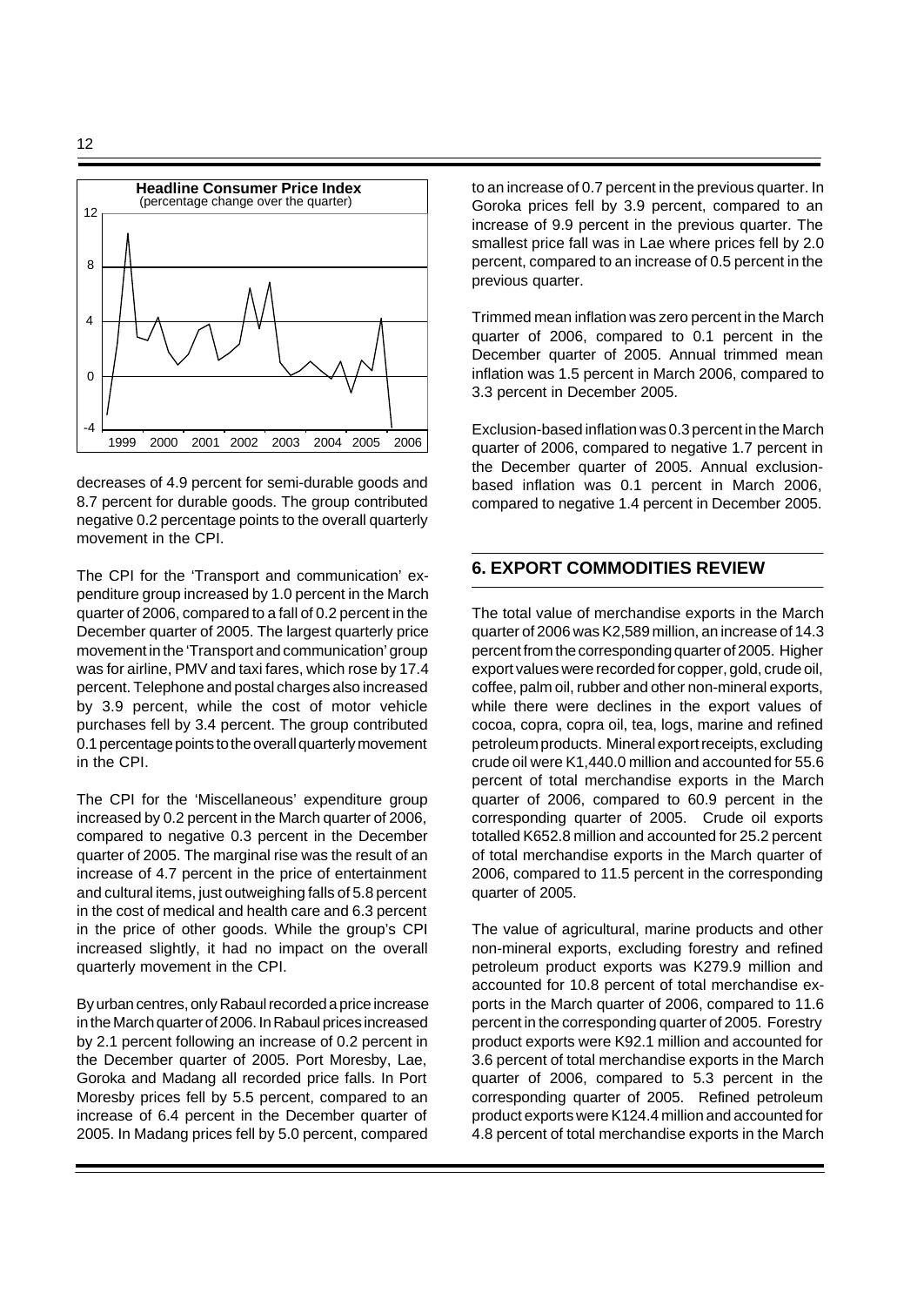**Headline Consumer Price Index**
(percentage change over the quarter)

decreases of 4.9 percent for semi-durable goods and 8.7 percent for durable goods. The group contributed negative 0.2 percentage points to the overall quarterly movement in the CPI.

The CPI for the 'Transport and communication' expenditure group increased by 1.0 percent in the March quarter of 2006, compared to a fall of 0.2 percent in the December quarter of 2005. The largest quarterly price movement in the 'Transport and communication' group was for airline, PMV and taxi fares, which rose by 17.4 percent. Telephone and postal charges also increased by 3.9 percent, while the cost of motor vehicle purchases fell by 3.4 percent. The group contributed 0.1 percentage points to the overall quarterly movement in the CPI.

The CPI for the 'Miscellaneous' expenditure group increased by 0.2 percent in the March quarter of 2006, compared to negative 0.3 percent in the December quarter of 2005. The marginal rise was the result of an increase of 4.7 percent in the price of entertainment and cultural items, just outweighing falls of 5.8 percent in the cost of medical and health care and 6.3 percent in the price of other goods. While the group's CPI increased slightly, it had no impact on the overall quarterly movement in the CPI.

By urban centres, only Rabaul recorded a price increase in the March quarter of 2006. In Rabaul prices increased by 2.1 percent following an increase of 0.2 percent in the December quarter of 2005. Port Moresby, Lae, Goroka and Madang all recorded price falls. In Port Moresby prices fell by 5.5 percent, compared to an increase of 6.4 percent in the December quarter of 2005. In Madang prices fell by 5.0 percent, compared to an increase of 0.7 percent in the previous quarter. In Goroka prices fell by 3.9 percent, compared to an increase of 9.9 percent in the previous quarter. The smallest price fall was in Lae where prices fell by 2.0 percent, compared to an increase of 0.5 percent in the previous quarter.

Trimmed mean inflation was zero percent in the March quarter of 2006, compared to 0.1 percent in the December quarter of 2005. Annual trimmed mean inflation was 1.5 percent in March 2006, compared to 3.3 percent in December 2005.

Exclusion-based inflation was 0.3 percent in the March quarter of 2006, compared to negative 1.7 percent in the December quarter of 2005. Annual exclusion-based inflation was 0.1 percent in March 2006, compared to negative 1.4 percent in December 2005.

## 6. EXPORT COMMODITIES REVIEW

The total value of merchandise exports in the March quarter of 2006 was K2,589 million, an increase of 14.3 percent from the corresponding quarter of 2005. Higher export values were recorded for copper, gold, crude oil, coffee, palm oil, rubber and other non-mineral exports, while there were declines in the export values of cocoa, copra, copra oil, tea, logs, marine and refined petroleum products. Mineral export receipts, excluding crude oil were K1,440.0 million and accounted for 55.6 percent of total merchandise exports in the March quarter of 2006, compared to 60.9 percent in the corresponding quarter of 2005. Crude oil exports totalled K652.8 million and accounted for 25.2 percent of total merchandise exports in the March quarter of 2006, compared to 11.5 percent in the corresponding quarter of 2005.

The value of agricultural, marine products and other non-mineral exports, excluding forestry and refined petroleum product exports was K279.9 million and accounted for 10.8 percent of total merchandise exports in the March quarter of 2006, compared to 11.6 percent in the corresponding quarter of 2005. Forestry product exports were K92.1 million and accounted for 3.6 percent of total merchandise exports in the March quarter of 2006, compared to 5.3 percent in the corresponding quarter of 2005. Refined petroleum product exports were K124.4 million and accounted for 4.8 percent of total merchandise exports in the March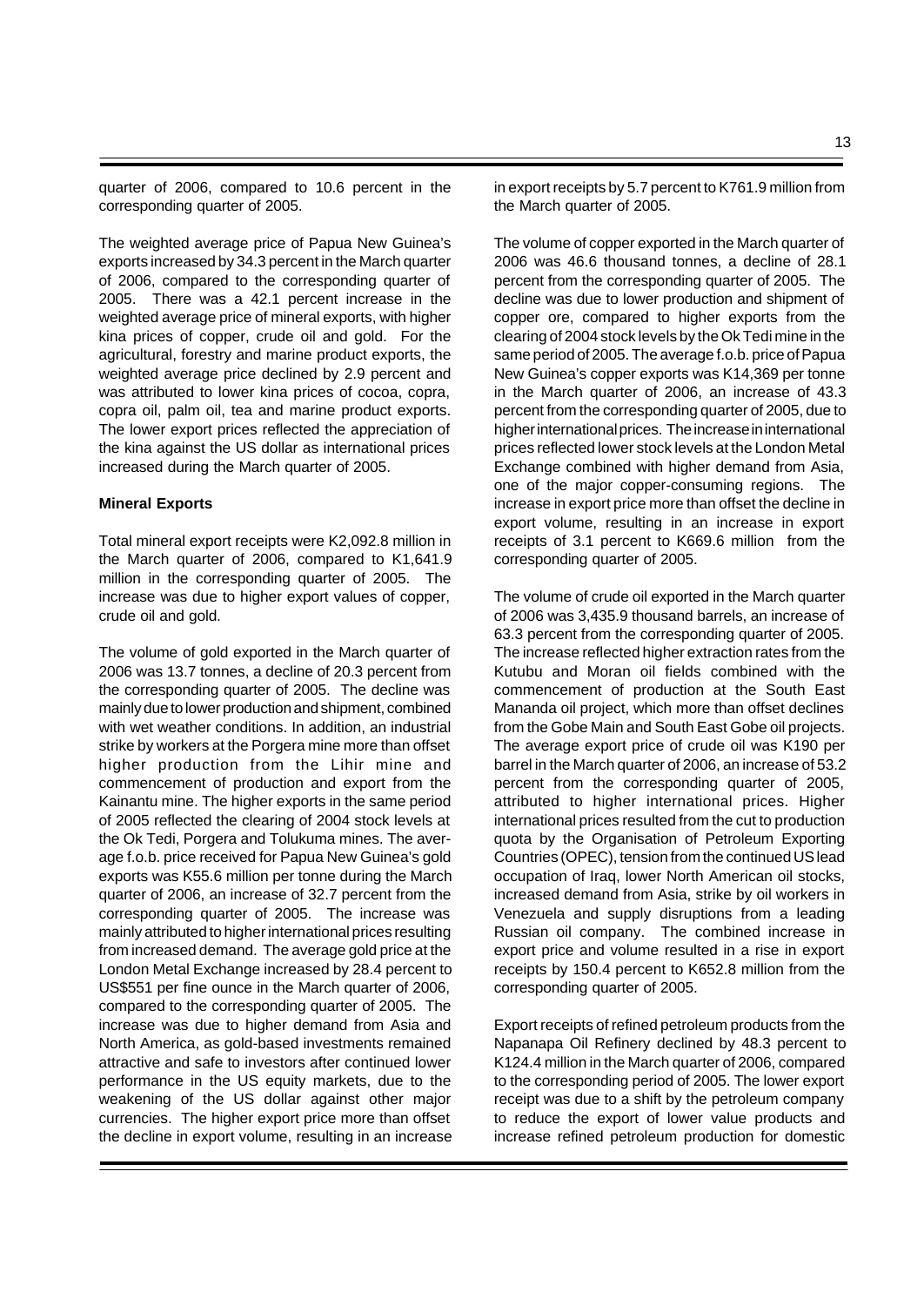quarter of 2006, compared to 10.6 percent in the corresponding quarter of 2005.

The weighted average price of Papua New Guinea's exports increased by 34.3 percent in the March quarter of 2006, compared to the corresponding quarter of 2005. There was a 42.1 percent increase in the weighted average price of mineral exports, with higher kina prices of copper, crude oil and gold. For the agricultural, forestry and marine product exports, the weighted average price declined by 2.9 percent and was attributed to lower kina prices of cocoa, copra, copra oil, palm oil, tea and marine product exports. The lower export prices reflected the appreciation of the kina against the US dollar as international prices increased during the March quarter of 2005.

**Mineral Exports**

Total mineral export receipts were K2,092.8 million in the March quarter of 2006, compared to K1,641.9 million in the corresponding quarter of 2005. The increase was due to higher export values of copper, crude oil and gold.

The volume of gold exported in the March quarter of 2006 was 13.7 tonnes, a decline of 20.3 percent from the corresponding quarter of 2005. The decline was mainly due to lower production and shipment, combined with wet weather conditions. In addition, an industrial strike by workers at the Porgera mine more than offset higher production from the Lihir mine and commencement of production and export from the Kainantu mine. The higher exports in the same period of 2005 reflected the clearing of 2004 stock levels at the Ok Tedi, Porgera and Tolukuma mines. The average f.o.b. price received for Papua New Guinea's gold exports was K55.6 million per tonne during the March quarter of 2006, an increase of 32.7 percent from the corresponding quarter of 2005. The increase was mainly attributed to higher international prices resulting from increased demand. The average gold price at the London Metal Exchange increased by 28.4 percent to US$551 per fine ounce in the March quarter of 2006, compared to the corresponding quarter of 2005. The increase was due to higher demand from Asia and North America, as gold-based investments remained attractive and safe to investors after continued lower performance in the US equity markets, due to the weakening of the US dollar against other major currencies. The higher export price more than offset the decline in export volume, resulting in an increase in export receipts by 5.7 percent to K761.9 million from the March quarter of 2005.

The volume of copper exported in the March quarter of 2006 was 46.6 thousand tonnes, a decline of 28.1 percent from the corresponding quarter of 2005. The decline was due to lower production and shipment of copper ore, compared to higher exports from the clearing of 2004 stock levels by the Ok Tedi mine in the same period of 2005. The average f.o.b. price of Papua New Guinea's copper exports was K14,369 per tonne in the March quarter of 2006, an increase of 43.3 percent from the corresponding quarter of 2005, due to higher international prices. The increase in international prices reflected lower stock levels at the London Metal Exchange combined with higher demand from Asia, one of the major copper-consuming regions. The increase in export price more than offset the decline in export volume, resulting in an increase in export receipts of 3.1 percent to K669.6 million from the corresponding quarter of 2005.

The volume of crude oil exported in the March quarter of 2006 was 3,435.9 thousand barrels, an increase of 63.3 percent from the corresponding quarter of 2005. The increase reflected higher extraction rates from the Kutubu and Moran oil fields combined with the commencement of production at the South East Mananda oil project, which more than offset declines from the Gobe Main and South East Gobe oil projects. The average export price of crude oil was K190 per barrel in the March quarter of 2006, an increase of 53.2 percent from the corresponding quarter of 2005, attributed to higher international prices. Higher international prices resulted from the cut to production quota by the Organisation of Petroleum Exporting Countries (OPEC), tension from the continued US lead occupation of Iraq, lower North American oil stocks, increased demand from Asia, strike by oil workers in Venezuela and supply disruptions from a leading Russian oil company. The combined increase in export price and volume resulted in a rise in export receipts by 150.4 percent to K652.8 million from the corresponding quarter of 2005.

Export receipts of refined petroleum products from the Napanapa Oil Refinery declined by 48.3 percent to K124.4 million in the March quarter of 2006, compared to the corresponding period of 2005. The lower export receipt was due to a shift by the petroleum company to reduce the export of lower value products and increase refined petroleum production for domestic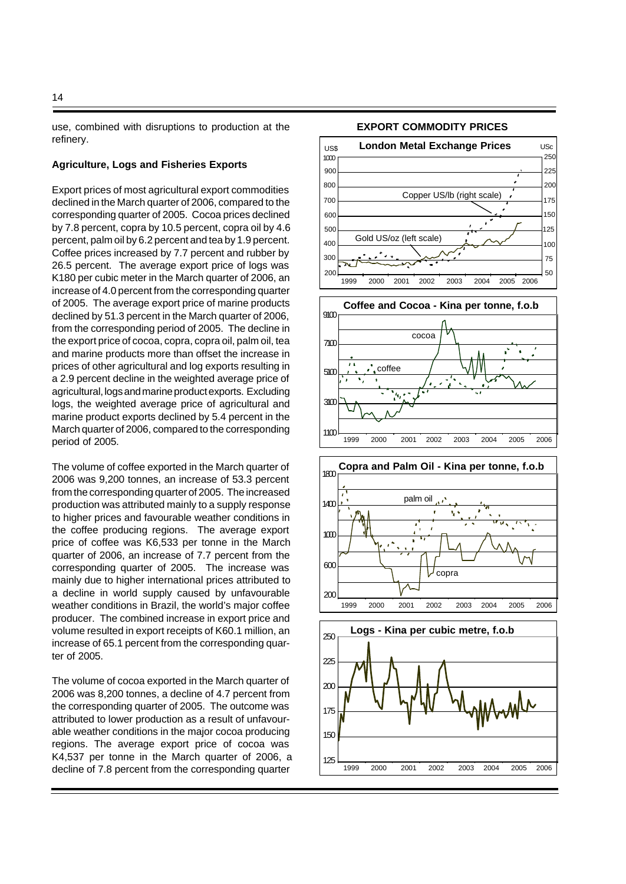use, combined with disruptions to production at the refinery.

**Agriculture, Logs and Fisheries Exports**

Export prices of most agricultural export commodities declined in the March quarter of 2006, compared to the corresponding quarter of 2005. Cocoa prices declined by 7.8 percent, copra by 10.5 percent, copra oil by 4.6 percent, palm oil by 6.2 percent and tea by 1.9 percent. Coffee prices increased by 7.7 percent and rubber by 26.5 percent. The average export price of logs was K180 per cubic meter in the March quarter of 2006, an increase of 4.0 percent from the corresponding quarter of 2005. The average export price of marine products declined by 51.3 percent in the March quarter of 2006, from the corresponding period of 2005. The decline in the export price of cocoa, copra, copra oil, palm oil, tea and marine products more than offset the increase in prices of other agricultural and log exports resulting in a 2.9 percent decline in the weighted average price of agricultural, logs and marine product exports. Excluding logs, the weighted average price of agricultural and marine product exports declined by 5.4 percent in the March quarter of 2006, compared to the corresponding period of 2005.

The volume of coffee exported in the March quarter of 2006 was 9,200 tonnes, an increase of 53.3 percent from the corresponding quarter of 2005. The increased production was attributed mainly to a supply response to higher prices and favourable weather conditions in the coffee producing regions. The average export price of coffee was K6,533 per tonne in the March quarter of 2006, an increase of 7.7 percent from the corresponding quarter of 2005. The increase was mainly due to higher international prices attributed to a decline in world supply caused by unfavourable weather conditions in Brazil, the world's major coffee producer. The combined increase in export price and volume resulted in export receipts of K60.1 million, an increase of 65.1 percent from the corresponding quarter of 2005.

The volume of cocoa exported in the March quarter of 2006 was 8,200 tonnes, a decline of 4.7 percent from the corresponding quarter of 2005. The outcome was attributed to lower production as a result of unfavourable weather conditions in the major cocoa producing regions. The average export price of cocoa was K4,537 per tonne in the March quarter of 2006, a decline of 7.8 percent from the corresponding quarter

**EXPORT COMMODITY PRICES**

London Metal Exchange Prices

Coffee and Cocoa - Kina per tonne, f.o.b

Copra and Palm Oil - Kina per tonne, f.o.b

Logs - Kina per cubic metre, f.o.b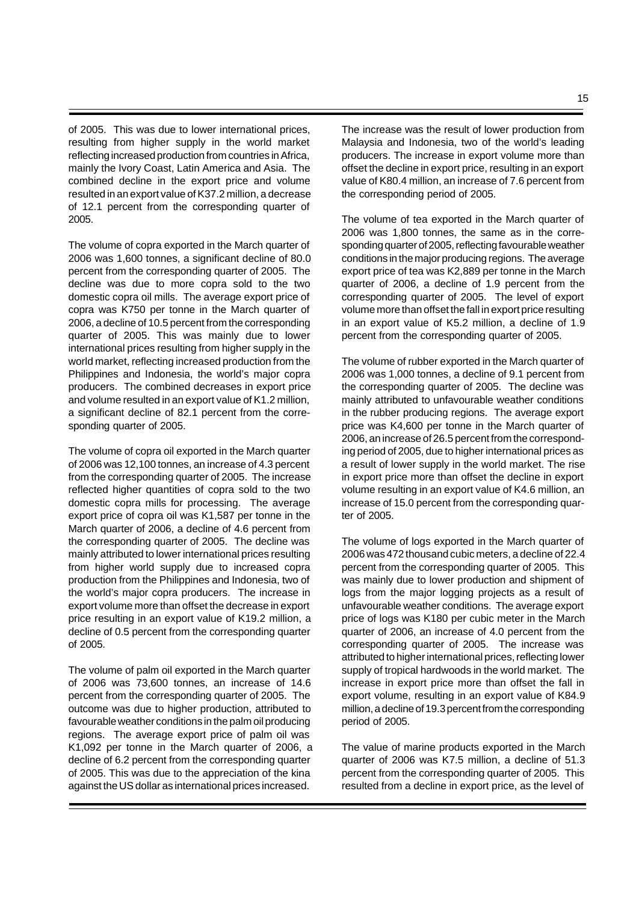of 2005. This was due to lower international prices, resulting from higher supply in the world market reflecting increased production from countries in Africa, mainly the Ivory Coast, Latin America and Asia. The combined decline in the export price and volume resulted in an export value of K37.2 million, a decrease of 12.1 percent from the corresponding quarter of 2005.

The volume of copra exported in the March quarter of 2006 was 1,600 tonnes, a significant decline of 80.0 percent from the corresponding quarter of 2005. The decline was due to more copra sold to the two domestic copra oil mills. The average export price of copra was K750 per tonne in the March quarter of 2006, a decline of 10.5 percent from the corresponding quarter of 2005. This was mainly due to lower international prices resulting from higher supply in the world market, reflecting increased production from the Philippines and Indonesia, the world's major copra producers. The combined decreases in export price and volume resulted in an export value of K1.2 million, a significant decline of 82.1 percent from the corresponding quarter of 2005.

The volume of copra oil exported in the March quarter of 2006 was 12,100 tonnes, an increase of 4.3 percent from the corresponding quarter of 2005. The increase reflected higher quantities of copra sold to the two domestic copra mills for processing. The average export price of copra oil was K1,587 per tonne in the March quarter of 2006, a decline of 4.6 percent from the corresponding quarter of 2005. The decline was mainly attributed to lower international prices resulting from higher world supply due to increased copra production from the Philippines and Indonesia, two of the world's major copra producers. The increase in export volume more than offset the decrease in export price resulting in an export value of K19.2 million, a decline of 0.5 percent from the corresponding quarter of 2005.

The volume of palm oil exported in the March quarter of 2006 was 73,600 tonnes, an increase of 14.6 percent from the corresponding quarter of 2005. The outcome was due to higher production, attributed to favourable weather conditions in the palm oil producing regions. The average export price of palm oil was K1,092 per tonne in the March quarter of 2006, a decline of 6.2 percent from the corresponding quarter of 2005. This was due to the appreciation of the kina against the US dollar as international prices increased. The increase was the result of lower production from Malaysia and Indonesia, two of the world's leading producers. The increase in export volume more than offset the decline in export price, resulting in an export value of K80.4 million, an increase of 7.6 percent from the corresponding period of 2005.

The volume of tea exported in the March quarter of 2006 was 1,800 tonnes, the same as in the corresponding quarter of 2005, reflecting favourable weather conditions in the major producing regions. The average export price of tea was K2,889 per tonne in the March quarter of 2006, a decline of 1.9 percent from the corresponding quarter of 2005. The level of export volume more than offset the fall in export price resulting in an export value of K5.2 million, a decline of 1.9 percent from the corresponding quarter of 2005.

The volume of rubber exported in the March quarter of 2006 was 1,000 tonnes, a decline of 9.1 percent from the corresponding quarter of 2005. The decline was mainly attributed to unfavourable weather conditions in the rubber producing regions. The average export price was K4,600 per tonne in the March quarter of 2006, an increase of 26.5 percent from the corresponding period of 2005, due to higher international prices as a result of lower supply in the world market. The rise in export price more than offset the decline in export volume resulting in an export value of K4.6 million, an increase of 15.0 percent from the corresponding quarter of 2005.

The volume of logs exported in the March quarter of 2006 was 472 thousand cubic meters, a decline of 22.4 percent from the corresponding quarter of 2005. This was mainly due to lower production and shipment of logs from the major logging projects as a result of unfavourable weather conditions. The average export price of logs was K180 per cubic meter in the March quarter of 2006, an increase of 4.0 percent from the corresponding quarter of 2005. The increase was attributed to higher international prices, reflecting lower supply of tropical hardwoods in the world market. The increase in export price more than offset the fall in export volume, resulting in an export value of K84.9 million, a decline of 19.3 percent from the corresponding period of 2005.

The value of marine products exported in the March quarter of 2006 was K7.5 million, a decline of 51.3 percent from the corresponding quarter of 2005. This resulted from a decline in export price, as the level of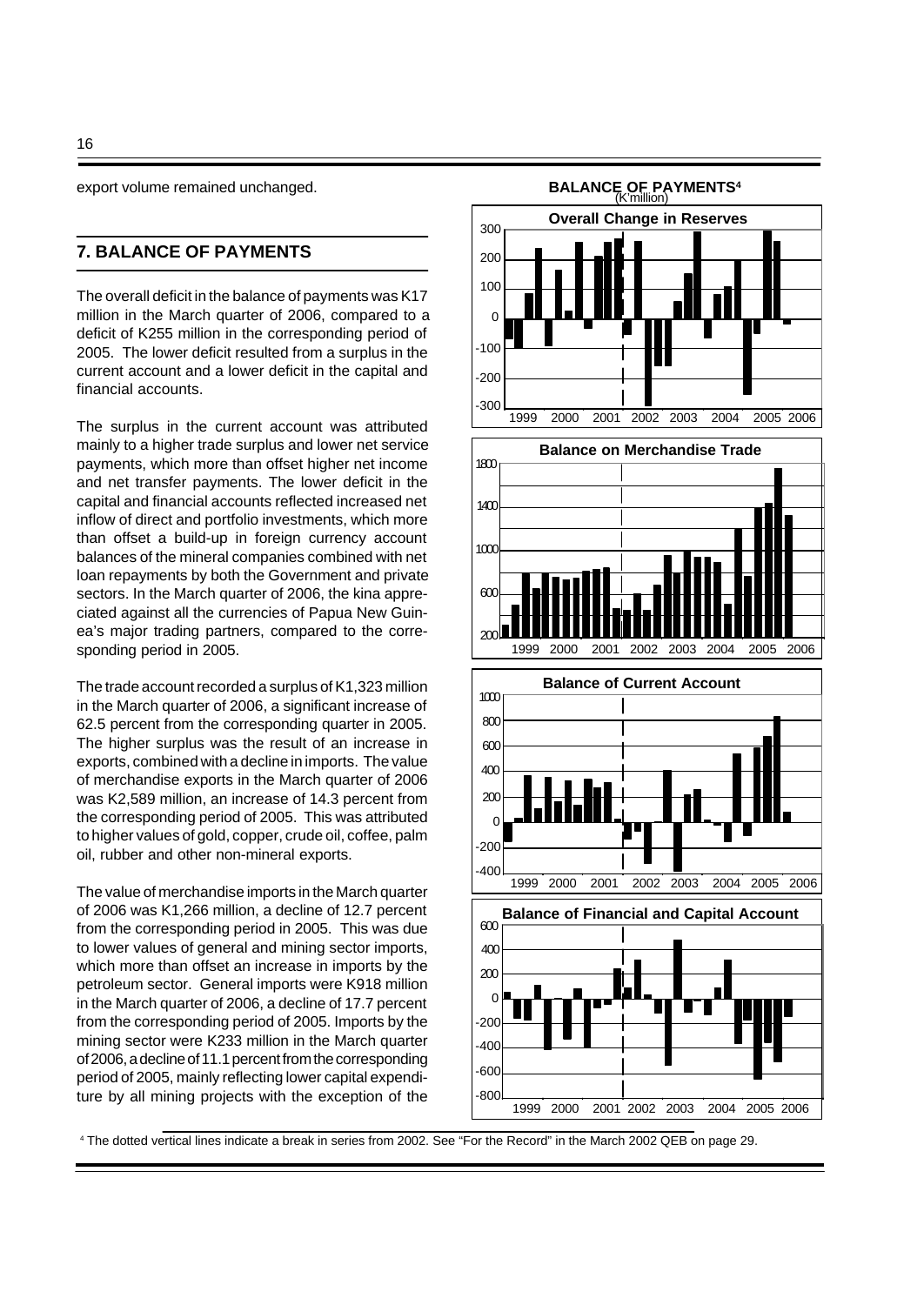export volume remained unchanged.

## 7. BALANCE OF PAYMENTS

The overall deficit in the balance of payments was K17 million in the March quarter of 2006, compared to a deficit of K255 million in the corresponding period of 2005. The lower deficit resulted from a surplus in the current account and a lower deficit in the capital and financial accounts.

The surplus in the current account was attributed mainly to a higher trade surplus and lower net service payments, which more than offset higher net income and net transfer payments. The lower deficit in the capital and financial accounts reflected increased net inflow of direct and portfolio investments, which more than offset a build-up in foreign currency account balances of the mineral companies combined with net loan repayments by both the Government and private sectors. In the March quarter of 2006, the kina appreciated against all the currencies of Papua New Guinea's major trading partners, compared to the corresponding period in 2005.

The trade account recorded a surplus of K1,323 million in the March quarter of 2006, a significant increase of 62.5 percent from the corresponding quarter in 2005. The higher surplus was the result of an increase in exports, combined with a decline in imports. The value of merchandise exports in the March quarter of 2006 was K2,589 million, an increase of 14.3 percent from the corresponding period of 2005. This was attributed to higher values of gold, copper, crude oil, coffee, palm oil, rubber and other non-mineral exports.

The value of merchandise imports in the March quarter of 2006 was K1,266 million, a decline of 12.7 percent from the corresponding period in 2005. This was due to lower values of general and mining sector imports, which more than offset an increase in imports by the petroleum sector. General imports were K918 million in the March quarter of 2006, a decline of 17.7 percent from the corresponding period of 2005. Imports by the mining sector were K233 million in the March quarter of 2006, a decline of 11.1 percent from the corresponding period of 2005, mainly reflecting lower capital expenditure by all mining projects with the exception of the

**BALANCE OF PAYMENTS**[4]
(K'million)

Overall Change in Reserves

Balance on Merchandise Trade

Balance of Current Account

Balance of Financial and Capital Account

[4] The dotted vertical lines indicate a break in series from 2002. See "For the Record" in the March 2002 QEB on page 29.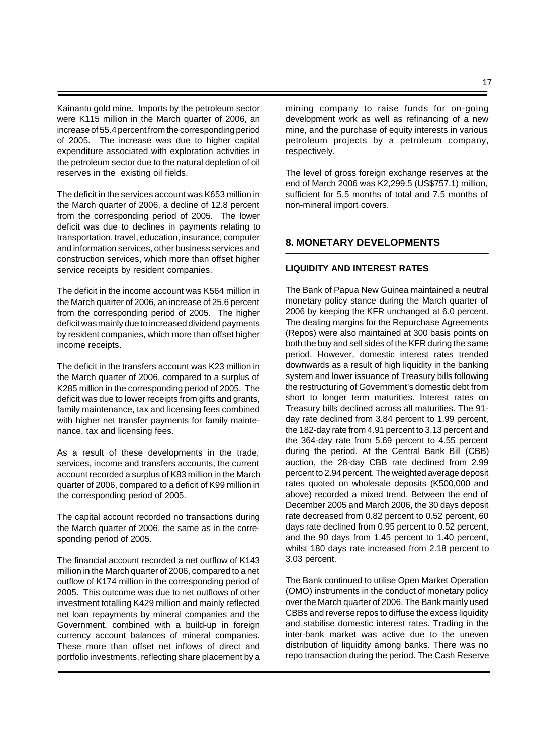Kainantu gold mine. Imports by the petroleum sector were K115 million in the March quarter of 2006, an increase of 55.4 percent from the corresponding period of 2005. The increase was due to higher capital expenditure associated with exploration activities in the petroleum sector due to the natural depletion of oil reserves in the existing oil fields.

The deficit in the services account was K653 million in the March quarter of 2006, a decline of 12.8 percent from the corresponding period of 2005. The lower deficit was due to declines in payments relating to transportation, travel, education, insurance, computer and information services, other business services and construction services, which more than offset higher service receipts by resident companies.

The deficit in the income account was K564 million in the March quarter of 2006, an increase of 25.6 percent from the corresponding period of 2005. The higher deficit was mainly due to increased dividend payments by resident companies, which more than offset higher income receipts.

The deficit in the transfers account was K23 million in the March quarter of 2006, compared to a surplus of K285 million in the corresponding period of 2005. The deficit was due to lower receipts from gifts and grants, family maintenance, tax and licensing fees combined with higher net transfer payments for family maintenance, tax and licensing fees.

As a result of these developments in the trade, services, income and transfers accounts, the current account recorded a surplus of K83 million in the March quarter of 2006, compared to a deficit of K99 million in the corresponding period of 2005.

The capital account recorded no transactions during the March quarter of 2006, the same as in the corresponding period of 2005.

The financial account recorded a net outflow of K143 million in the March quarter of 2006, compared to a net outflow of K174 million in the corresponding period of 2005. This outcome was due to net outflows of other investment totalling K429 million and mainly reflected net loan repayments by mineral companies and the Government, combined with a build-up in foreign currency account balances of mineral companies. These more than offset net inflows of direct and portfolio investments, reflecting share placement by a mining company to raise funds for on-going development work as well as refinancing of a new mine, and the purchase of equity interests in various petroleum projects by a petroleum company, respectively.

The level of gross foreign exchange reserves at the end of March 2006 was K2,299.5 (US$757.1) million, sufficient for 5.5 months of total and 7.5 months of non-mineral import covers.

## 8. MONETARY DEVELOPMENTS

### LIQUIDITY AND INTEREST RATES

The Bank of Papua New Guinea maintained a neutral monetary policy stance during the March quarter of 2006 by keeping the KFR unchanged at 6.0 percent. The dealing margins for the Repurchase Agreements (Repos) were also maintained at 300 basis points on both the buy and sell sides of the KFR during the same period. However, domestic interest rates trended downwards as a result of high liquidity in the banking system and lower issuance of Treasury bills following the restructuring of Government's domestic debt from short to longer term maturities. Interest rates on Treasury bills declined across all maturities. The 91-day rate declined from 3.84 percent to 1.99 percent, the 182-day rate from 4.91 percent to 3.13 percent and the 364-day rate from 5.69 percent to 4.55 percent during the period. At the Central Bank Bill (CBB) auction, the 28-day CBB rate declined from 2.99 percent to 2.94 percent. The weighted average deposit rates quoted on wholesale deposits (K500,000 and above) recorded a mixed trend. Between the end of December 2005 and March 2006, the 30 days deposit rate decreased from 0.82 percent to 0.52 percent, 60 days rate declined from 0.95 percent to 0.52 percent, and the 90 days from 1.45 percent to 1.40 percent, whilst 180 days rate increased from 2.18 percent to 3.03 percent.

The Bank continued to utilise Open Market Operation (OMO) instruments in the conduct of monetary policy over the March quarter of 2006. The Bank mainly used CBBs and reverse repos to diffuse the excess liquidity and stabilise domestic interest rates. Trading in the inter-bank market was active due to the uneven distribution of liquidity among banks. There was no repo transaction during the period. The Cash Reserve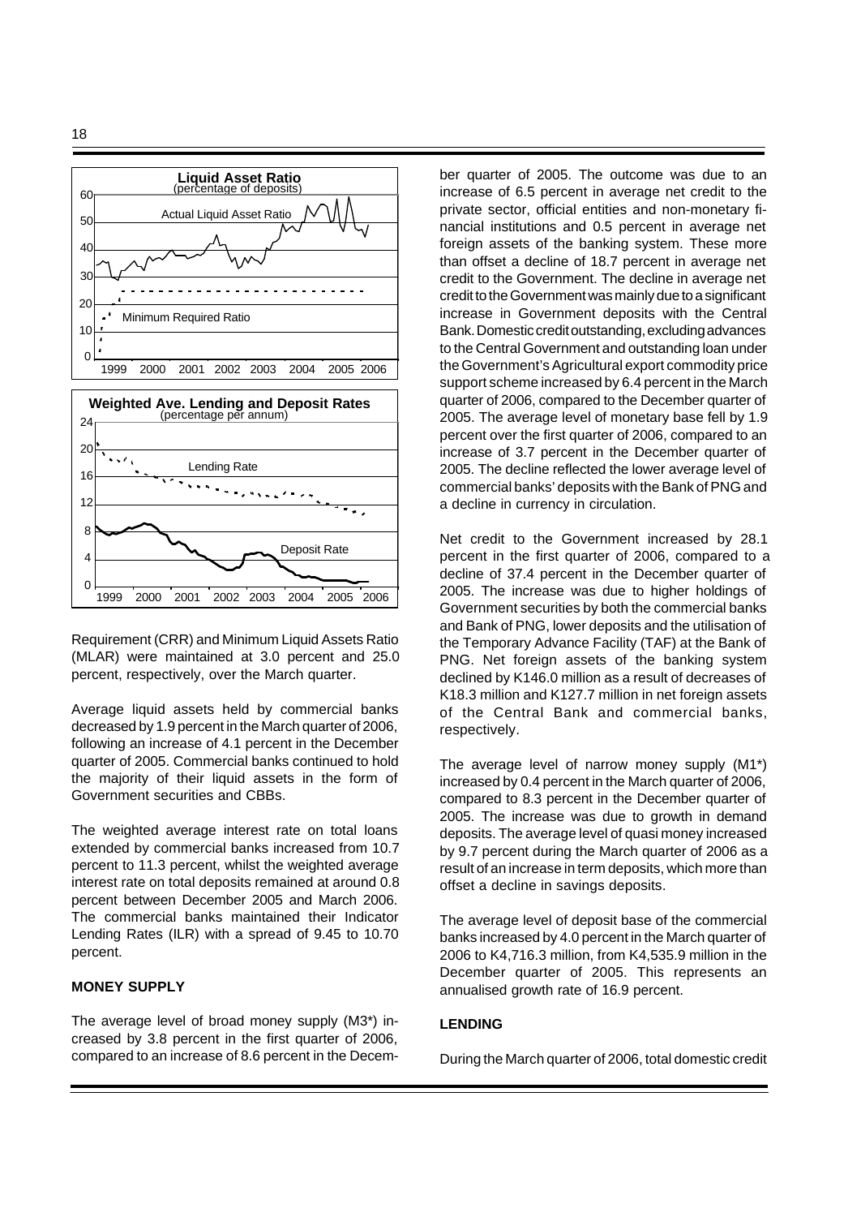**Liquid Asset Ratio**
(percentage of deposits)

Actual Liquid Asset Ratio

Minimum Required Ratio

**Weighted Ave. Lending and Deposit Rates**
(percentage per annum)

Lending Rate

Deposit Rate

Requirement (CRR) and Minimum Liquid Assets Ratio (MLAR) were maintained at 3.0 percent and 25.0 percent, respectively, over the March quarter.

Average liquid assets held by commercial banks decreased by 1.9 percent in the March quarter of 2006, following an increase of 4.1 percent in the December quarter of 2005. Commercial banks continued to hold the majority of their liquid assets in the form of Government securities and CBBs.

The weighted average interest rate on total loans extended by commercial banks increased from 10.7 percent to 11.3 percent, whilst the weighted average interest rate on total deposits remained at around 0.8 percent between December 2005 and March 2006. The commercial banks maintained their Indicator Lending Rates (ILR) with a spread of 9.45 to 10.70 percent.

**MONEY SUPPLY**

The average level of broad money supply (M3*) increased by 3.8 percent in the first quarter of 2006, compared to an increase of 8.6 percent in the December quarter of 2005. The outcome was due to an increase of 6.5 percent in average net credit to the private sector, official entities and non-monetary financial institutions and 0.5 percent in average net foreign assets of the banking system. These more than offset a decline of 18.7 percent in average net credit to the Government. The decline in average net credit to the Government was mainly due to a significant increase in Government deposits with the Central Bank. Domestic credit outstanding, excluding advances to the Central Government and outstanding loan under the Government's Agricultural export commodity price support scheme increased by 6.4 percent in the March quarter of 2006, compared to the December quarter of 2005. The average level of monetary base fell by 1.9 percent over the first quarter of 2006, compared to an increase of 3.7 percent in the December quarter of 2005. The decline reflected the lower average level of commercial banks' deposits with the Bank of PNG and a decline in currency in circulation.

Net credit to the Government increased by 28.1 percent in the first quarter of 2006, compared to a decline of 37.4 percent in the December quarter of 2005. The increase was due to higher holdings of Government securities by both the commercial banks and Bank of PNG, lower deposits and the utilisation of the Temporary Advance Facility (TAF) at the Bank of PNG. Net foreign assets of the banking system declined by K146.0 million as a result of decreases of K18.3 million and K127.7 million in net foreign assets of the Central Bank and commercial banks, respectively.

The average level of narrow money supply (M1*) increased by 0.4 percent in the March quarter of 2006, compared to 8.3 percent in the December quarter of 2005. The increase was due to growth in demand deposits. The average level of quasi money increased by 9.7 percent during the March quarter of 2006 as a result of an increase in term deposits, which more than offset a decline in savings deposits.

The average level of deposit base of the commercial banks increased by 4.0 percent in the March quarter of 2006 to K4,716.3 million, from K4,535.9 million in the December quarter of 2005. This represents an annualised growth rate of 16.9 percent.

**LENDING**

During the March quarter of 2006, total domestic credit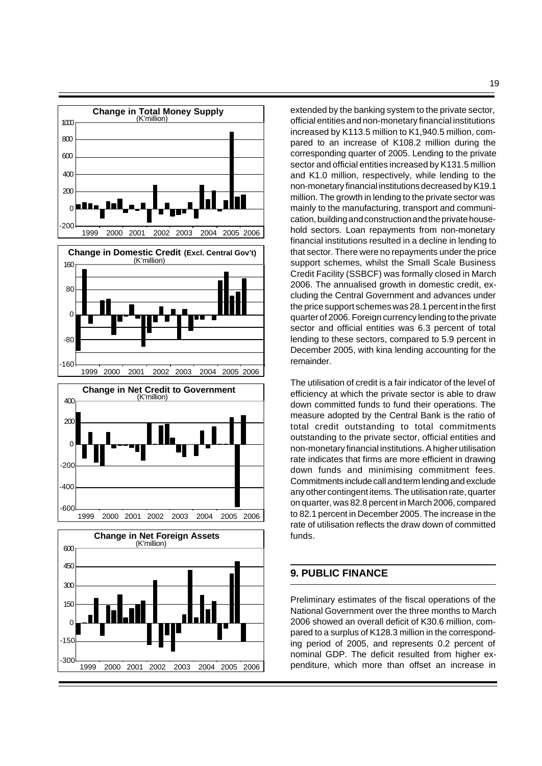**Change in Total Money Supply**
(K'million)

**Change in Domestic Credit (Excl. Central Gov't)**
(K'million)

**Change in Net Credit to Government**
(K'million)

**Change in Net Foreign Assets**
(K'million)

extended by the banking system to the private sector, official entities and non-monetary financial institutions increased by K113.5 million to K1,940.5 million, compared to an increase of K108.2 million during the corresponding quarter of 2005. Lending to the private sector and official entities increased by K131.5 million and K1.0 million, respectively, while lending to the non-monetary financial institutions decreased by K19.1 million. The growth in lending to the private sector was mainly to the manufacturing, transport and communication, building and construction and the private household sectors. Loan repayments from non-monetary financial institutions resulted in a decline in lending to that sector. There were no repayments under the price support schemes, whilst the Small Scale Business Credit Facility (SSBCF) was formally closed in March 2006. The annualised growth in domestic credit, excluding the Central Government and advances under the price support schemes was 28.1 percent in the first quarter of 2006. Foreign currency lending to the private sector and official entities was 6.3 percent of total lending to these sectors, compared to 5.9 percent in December 2005, with kina lending accounting for the remainder.

The utilisation of credit is a fair indicator of the level of efficiency at which the private sector is able to draw down committed funds to fund their operations. The measure adopted by the Central Bank is the ratio of total credit outstanding to total commitments outstanding to the private sector, official entities and non-monetary financial institutions. A higher utilisation rate indicates that firms are more efficient in drawing down funds and minimising commitment fees. Commitments include call and term lending and exclude any other contingent items. The utilisation rate, quarter on quarter, was 82.8 percent in March 2006, compared to 82.1 percent in December 2005. The increase in the rate of utilisation reflects the draw down of committed funds.

## 9. PUBLIC FINANCE

Preliminary estimates of the fiscal operations of the National Government over the three months to March 2006 showed an overall deficit of K30.6 million, compared to a surplus of K128.3 million in the corresponding period of 2005, and represents 0.2 percent of nominal GDP. The deficit resulted from higher expenditure, which more than offset an increase in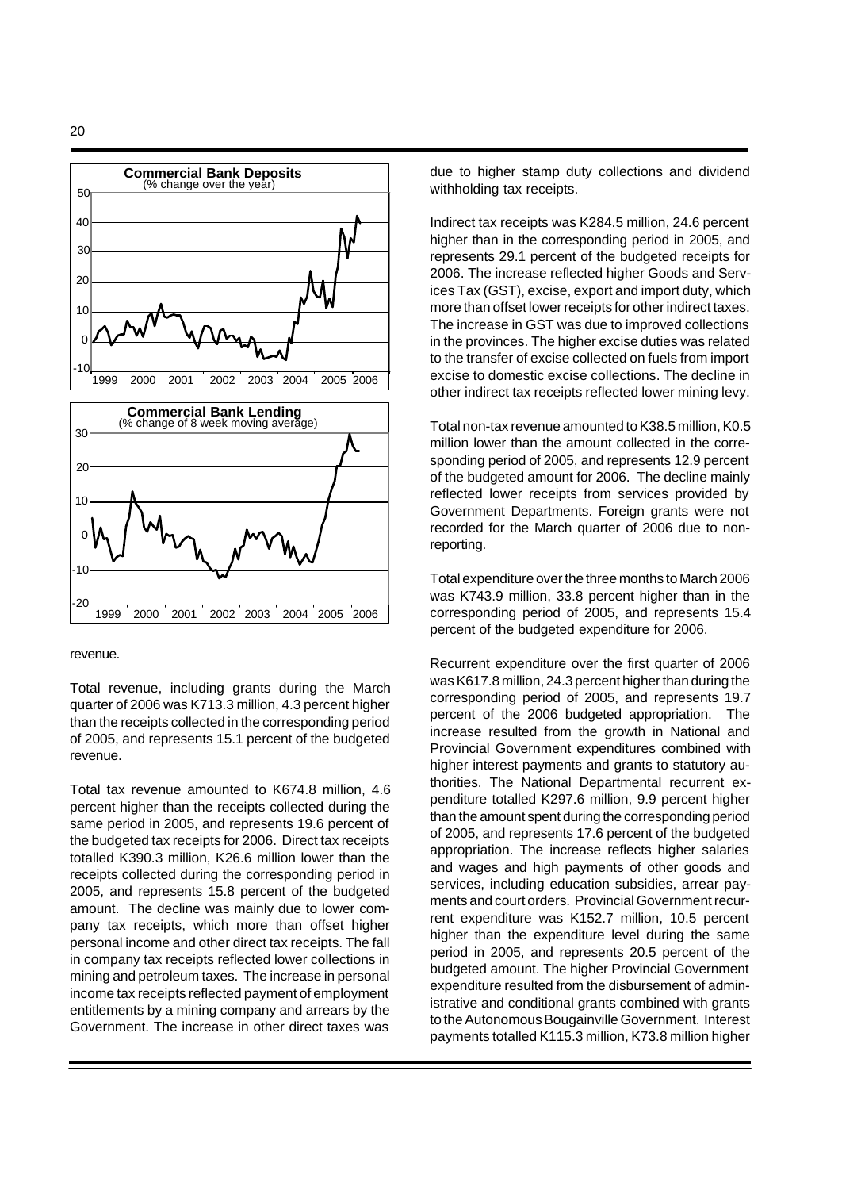**Commercial Bank Deposits**
(% change over the year)

**Commercial Bank Lending**
(% change of 8 week moving average)

revenue.

Total revenue, including grants during the March quarter of 2006 was K713.3 million, 4.3 percent higher than the receipts collected in the corresponding period of 2005, and represents 15.1 percent of the budgeted revenue.

Total tax revenue amounted to K674.8 million, 4.6 percent higher than the receipts collected during the same period in 2005, and represents 19.6 percent of the budgeted tax receipts for 2006. Direct tax receipts totalled K390.3 million, K26.6 million lower than the receipts collected during the corresponding period in 2005, and represents 15.8 percent of the budgeted amount. The decline was mainly due to lower company tax receipts, which more than offset higher personal income and other direct tax receipts. The fall in company tax receipts reflected lower collections in mining and petroleum taxes. The increase in personal income tax receipts reflected payment of employment entitlements by a mining company and arrears by the Government. The increase in other direct taxes was due to higher stamp duty collections and dividend withholding tax receipts.

Indirect tax receipts was K284.5 million, 24.6 percent higher than in the corresponding period in 2005, and represents 29.1 percent of the budgeted receipts for 2006. The increase reflected higher Goods and Services Tax (GST), excise, export and import duty, which more than offset lower receipts for other indirect taxes. The increase in GST was due to improved collections in the provinces. The higher excise duties was related to the transfer of excise collected on fuels from import excise to domestic excise collections. The decline in other indirect tax receipts reflected lower mining levy.

Total non-tax revenue amounted to K38.5 million, K0.5 million lower than the amount collected in the corresponding period of 2005, and represents 12.9 percent of the budgeted amount for 2006. The decline mainly reflected lower receipts from services provided by Government Departments. Foreign grants were not recorded for the March quarter of 2006 due to non-reporting.

Total expenditure over the three months to March 2006 was K743.9 million, 33.8 percent higher than in the corresponding period of 2005, and represents 15.4 percent of the budgeted expenditure for 2006.

Recurrent expenditure over the first quarter of 2006 was K617.8 million, 24.3 percent higher than during the corresponding period of 2005, and represents 19.7 percent of the 2006 budgeted appropriation. The increase resulted from the growth in National and Provincial Government expenditures combined with higher interest payments and grants to statutory authorities. The National Departmental recurrent expenditure totalled K297.6 million, 9.9 percent higher than the amount spent during the corresponding period of 2005, and represents 17.6 percent of the budgeted appropriation. The increase reflects higher salaries and wages and high payments of other goods and services, including education subsidies, arrear payments and court orders. Provincial Government recurrent expenditure was K152.7 million, 10.5 percent higher than the expenditure level during the same period in 2005, and represents 20.5 percent of the budgeted amount. The higher Provincial Government expenditure resulted from the disbursement of administrative and conditional grants combined with grants to the Autonomous Bougainville Government. Interest payments totalled K115.3 million, K73.8 million higher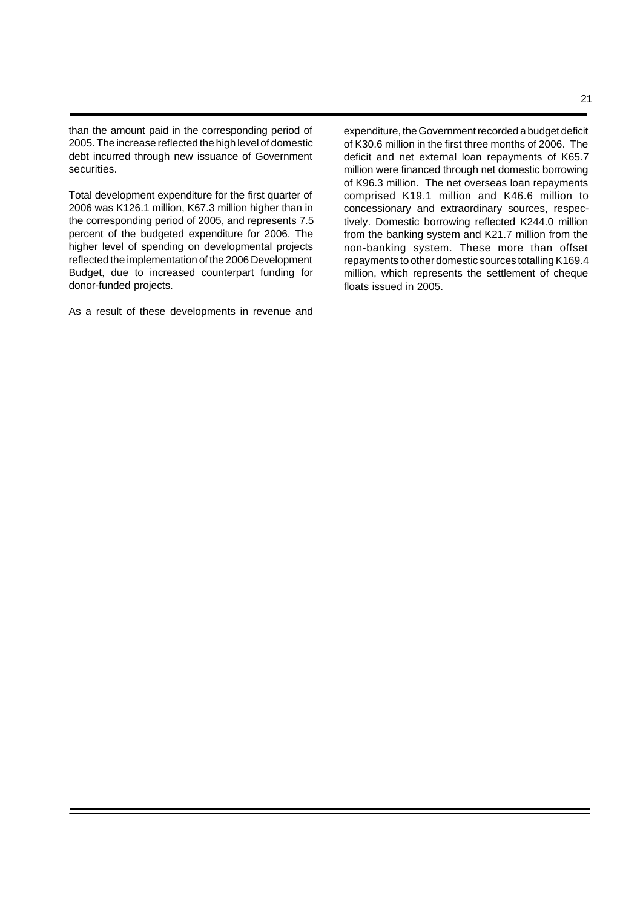than the amount paid in the corresponding period of 2005. The increase reflected the high level of domestic debt incurred through new issuance of Government securities.

Total development expenditure for the first quarter of 2006 was K126.1 million, K67.3 million higher than in the corresponding period of 2005, and represents 7.5 percent of the budgeted expenditure for 2006. The higher level of spending on developmental projects reflected the implementation of the 2006 Development Budget, due to increased counterpart funding for donor-funded projects.

As a result of these developments in revenue and expenditure, the Government recorded a budget deficit of K30.6 million in the first three months of 2006. The deficit and net external loan repayments of K65.7 million were financed through net domestic borrowing of K96.3 million. The net overseas loan repayments comprised K19.1 million and K46.6 million to concessionary and extraordinary sources, respectively. Domestic borrowing reflected K244.0 million from the banking system and K21.7 million from the non-banking system. These more than offset repayments to other domestic sources totalling K169.4 million, which represents the settlement of cheque floats issued in 2005.